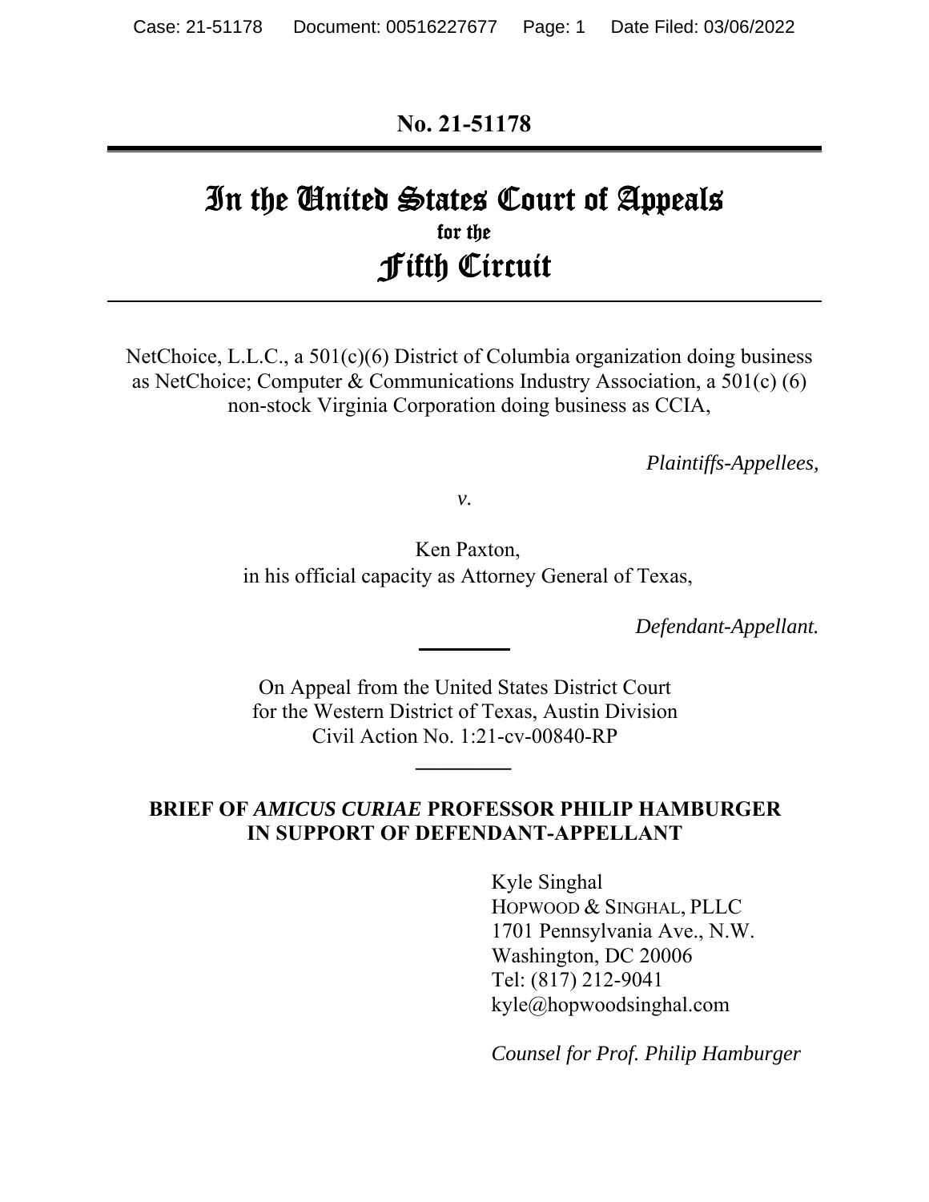No. 21-51178

# In the United States Court of Appeals
## for the
# Fifth Circuit

NetChoice, L.L.C., a 501(c)(6) District of Columbia organization doing business as NetChoice; Computer & Communications Industry Association, a 501(c) (6) non-stock Virginia Corporation doing business as CCIA,

*Plaintiffs-Appellees,*

*v.*

Ken Paxton,
in his official capacity as Attorney General of Texas,

*Defendant-Appellant.*

On Appeal from the United States District Court
for the Western District of Texas, Austin Division
Civil Action No. 1:21-cv-00840-RP

**BRIEF OF *AMICUS CURIAE* PROFESSOR PHILIP HAMBURGER IN SUPPORT OF DEFENDANT-APPELLANT**

Kyle Singhal
HOPWOOD & SINGHAL, PLLC
1701 Pennsylvania Ave., N.W.
Washington, DC 20006
Tel: (817) 212-9041
kyle@hopwoodsinghal.com

*Counsel for Prof. Philip Hamburger*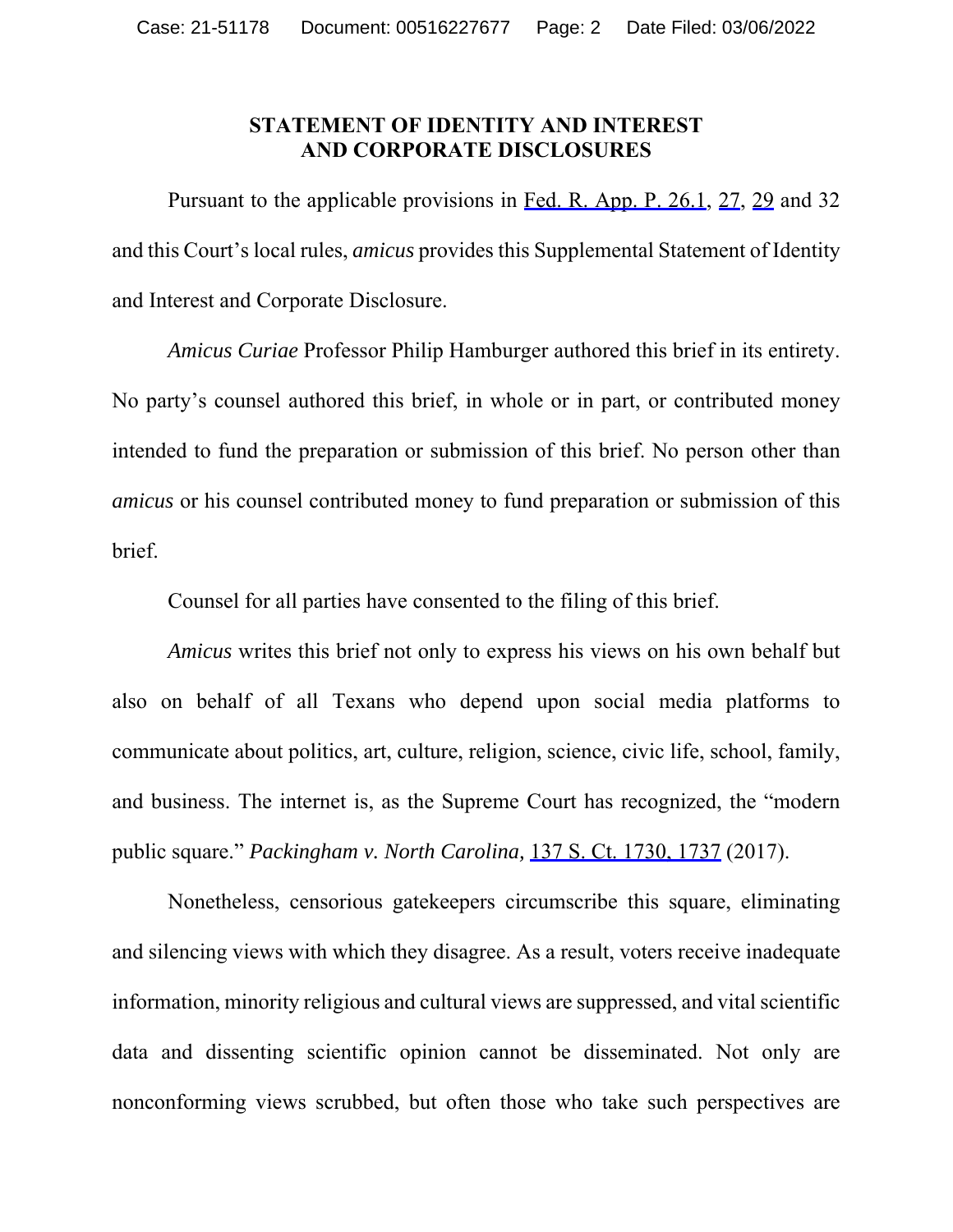## STATEMENT OF IDENTITY AND INTEREST AND CORPORATE DISCLOSURES

Pursuant to the applicable provisions in Fed. R. App. P. 26.1, 27, 29 and 32 and this Court's local rules, *amicus* provides this Supplemental Statement of Identity and Interest and Corporate Disclosure.

*Amicus Curiae* Professor Philip Hamburger authored this brief in its entirety. No party's counsel authored this brief, in whole or in part, or contributed money intended to fund the preparation or submission of this brief. No person other than *amicus* or his counsel contributed money to fund preparation or submission of this brief.

Counsel for all parties have consented to the filing of this brief.

*Amicus* writes this brief not only to express his views on his own behalf but also on behalf of all Texans who depend upon social media platforms to communicate about politics, art, culture, religion, science, civic life, school, family, and business. The internet is, as the Supreme Court has recognized, the "modern public square." *Packingham v. North Carolina,* 137 S. Ct. 1730, 1737 (2017).

Nonetheless, censorious gatekeepers circumscribe this square, eliminating and silencing views with which they disagree. As a result, voters receive inadequate information, minority religious and cultural views are suppressed, and vital scientific data and dissenting scientific opinion cannot be disseminated. Not only are nonconforming views scrubbed, but often those who take such perspectives are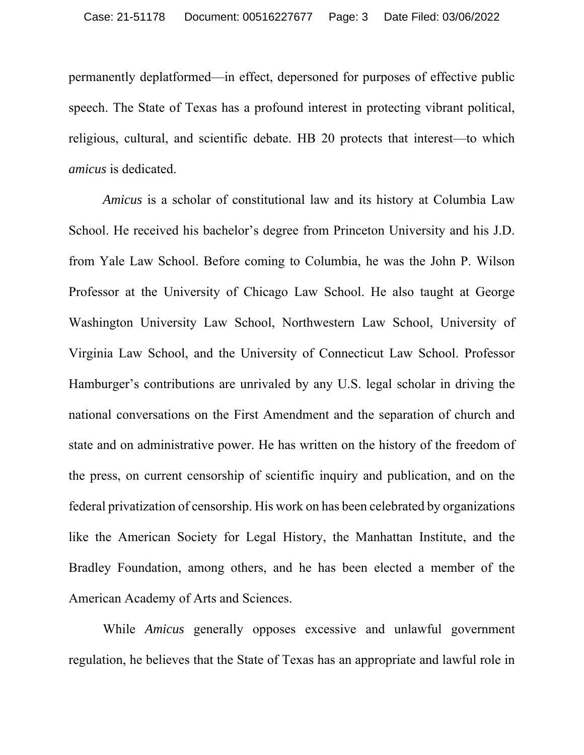permanently deplatformed—in effect, depersoned for purposes of effective public speech. The State of Texas has a profound interest in protecting vibrant political, religious, cultural, and scientific debate. HB 20 protects that interest—to which *amicus* is dedicated.

*Amicus* is a scholar of constitutional law and its history at Columbia Law School. He received his bachelor's degree from Princeton University and his J.D. from Yale Law School. Before coming to Columbia, he was the John P. Wilson Professor at the University of Chicago Law School. He also taught at George Washington University Law School, Northwestern Law School, University of Virginia Law School, and the University of Connecticut Law School. Professor Hamburger's contributions are unrivaled by any U.S. legal scholar in driving the national conversations on the First Amendment and the separation of church and state and on administrative power. He has written on the history of the freedom of the press, on current censorship of scientific inquiry and publication, and on the federal privatization of censorship. His work on has been celebrated by organizations like the American Society for Legal History, the Manhattan Institute, and the Bradley Foundation, among others, and he has been elected a member of the American Academy of Arts and Sciences.

While *Amicus* generally opposes excessive and unlawful government regulation, he believes that the State of Texas has an appropriate and lawful role in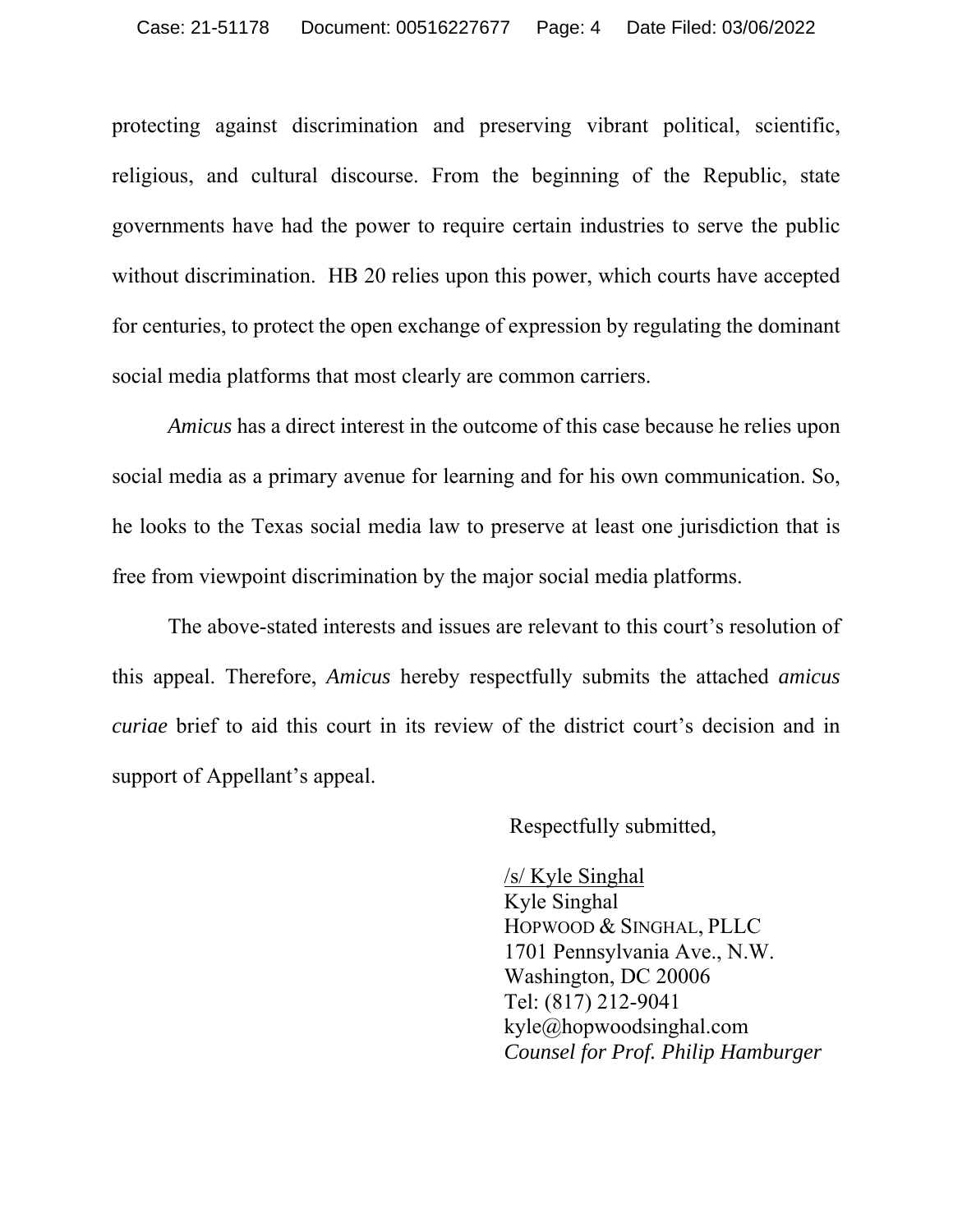protecting against discrimination and preserving vibrant political, scientific, religious, and cultural discourse. From the beginning of the Republic, state governments have had the power to require certain industries to serve the public without discrimination. HB 20 relies upon this power, which courts have accepted for centuries, to protect the open exchange of expression by regulating the dominant social media platforms that most clearly are common carriers.

*Amicus* has a direct interest in the outcome of this case because he relies upon social media as a primary avenue for learning and for his own communication. So, he looks to the Texas social media law to preserve at least one jurisdiction that is free from viewpoint discrimination by the major social media platforms.

The above-stated interests and issues are relevant to this court's resolution of this appeal. Therefore, *Amicus* hereby respectfully submits the attached *amicus curiae* brief to aid this court in its review of the district court's decision and in support of Appellant's appeal.

Respectfully submitted,

/s/ Kyle Singhal
Kyle Singhal
HOPWOOD & SINGHAL, PLLC
1701 Pennsylvania Ave., N.W.
Washington, DC 20006
Tel: (817) 212-9041
kyle@hopwoodsinghal.com
*Counsel for Prof. Philip Hamburger*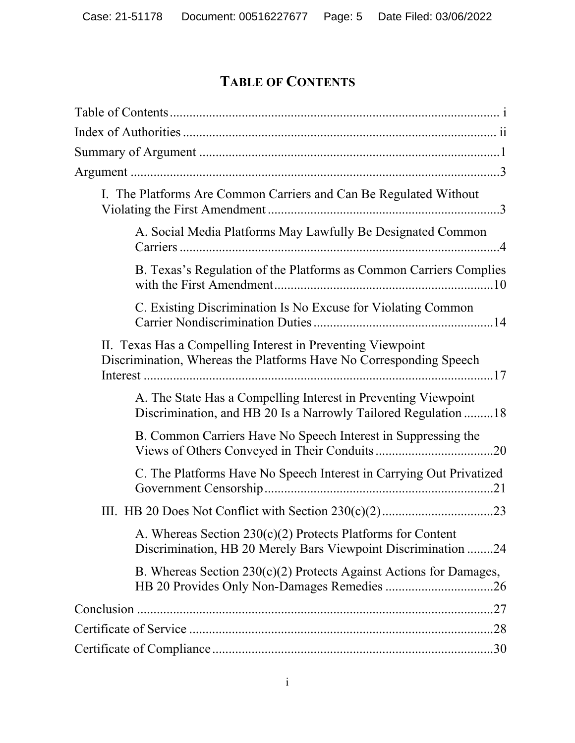# TABLE OF CONTENTS

Table of Contents .................................................................................................. i

Index of Authorities .............................................................................................. ii

Summary of Argument ...........................................................................................1

Argument ................................................................................................................3

I. The Platforms Are Common Carriers and Can Be Regulated Without Violating the First Amendment .......................................................................3

A. Social Media Platforms May Lawfully Be Designated Common Carriers ..................................................................................................4

B. Texas's Regulation of the Platforms as Common Carriers Complies with the First Amendment ..................................................................10

C. Existing Discrimination Is No Excuse for Violating Common Carrier Nondiscrimination Duties .......................................................14

II. Texas Has a Compelling Interest in Preventing Viewpoint Discrimination, Whereas the Platforms Have No Corresponding Speech Interest ..........................................................................................................17

A. The State Has a Compelling Interest in Preventing Viewpoint Discrimination, and HB 20 Is a Narrowly Tailored Regulation .........18

B. Common Carriers Have No Speech Interest in Suppressing the Views of Others Conveyed in Their Conduits ....................................20

C. The Platforms Have No Speech Interest in Carrying Out Privatized Government Censorship ......................................................................21

III. HB 20 Does Not Conflict with Section 230(c)(2) ..................................23

A. Whereas Section 230(c)(2) Protects Platforms for Content Discrimination, HB 20 Merely Bars Viewpoint Discrimination ........24

B. Whereas Section 230(c)(2) Protects Against Actions for Damages, HB 20 Provides Only Non-Damages Remedies .................................26

Conclusion ............................................................................................................27

Certificate of Service ............................................................................................28

Certificate of Compliance .....................................................................................30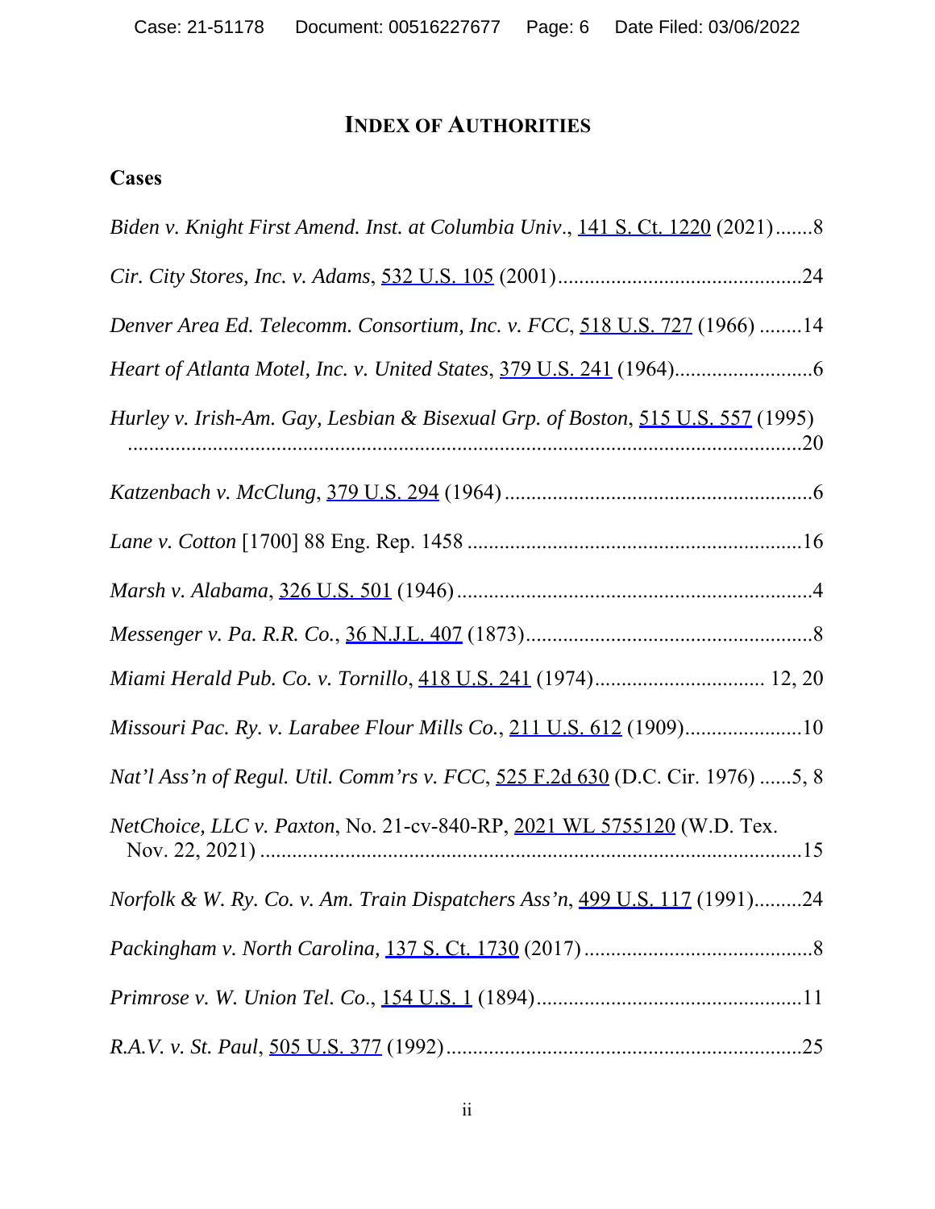## INDEX OF AUTHORITIES

### Cases

*Biden v. Knight First Amend. Inst. at Columbia Univ*., 141 S. Ct. 1220 (2021).......8

*Cir. City Stores, Inc. v. Adams*, 532 U.S. 105 (2001)..............................................24

*Denver Area Ed. Telecomm. Consortium, Inc. v. FCC*, 518 U.S. 727 (1966) ........14

*Heart of Atlanta Motel, Inc. v. United States*, 379 U.S. 241 (1964)..........................6

*Hurley v. Irish-Am. Gay, Lesbian & Bisexual Grp. of Boston*, 515 U.S. 557 (1995) ...............................................................................................................................20

*Katzenbach v. McClung*, 379 U.S. 294 (1964) ..........................................................6

*Lane v. Cotton* [1700] 88 Eng. Rep. 1458 ...............................................................16

*Marsh v. Alabama*, 326 U.S. 501 (1946) ...................................................................4

*Messenger v. Pa. R.R. Co.*, 36 N.J.L. 407 (1873)......................................................8

*Miami Herald Pub. Co. v. Tornillo*, 418 U.S. 241 (1974)................................ 12, 20

*Missouri Pac. Ry. v. Larabee Flour Mills Co.*, 211 U.S. 612 (1909)......................10

*Nat'l Ass'n of Regul. Util. Comm'rs v. FCC*, 525 F.2d 630 (D.C. Cir. 1976) ......5, 8

*NetChoice, LLC v. Paxton*, No. 21-cv-840-RP, 2021 WL 5755120 (W.D. Tex. Nov. 22, 2021) .......................................................................................................15

*Norfolk & W. Ry. Co. v. Am. Train Dispatchers Ass'n*, 499 U.S. 117 (1991).........24

*Packingham v. North Carolina*, 137 S. Ct. 1730 (2017) ...........................................8

*Primrose v. W. Union Tel. Co.*, 154 U.S. 1 (1894)..................................................11

*R.A.V. v. St. Paul*, 505 U.S. 377 (1992)...................................................................25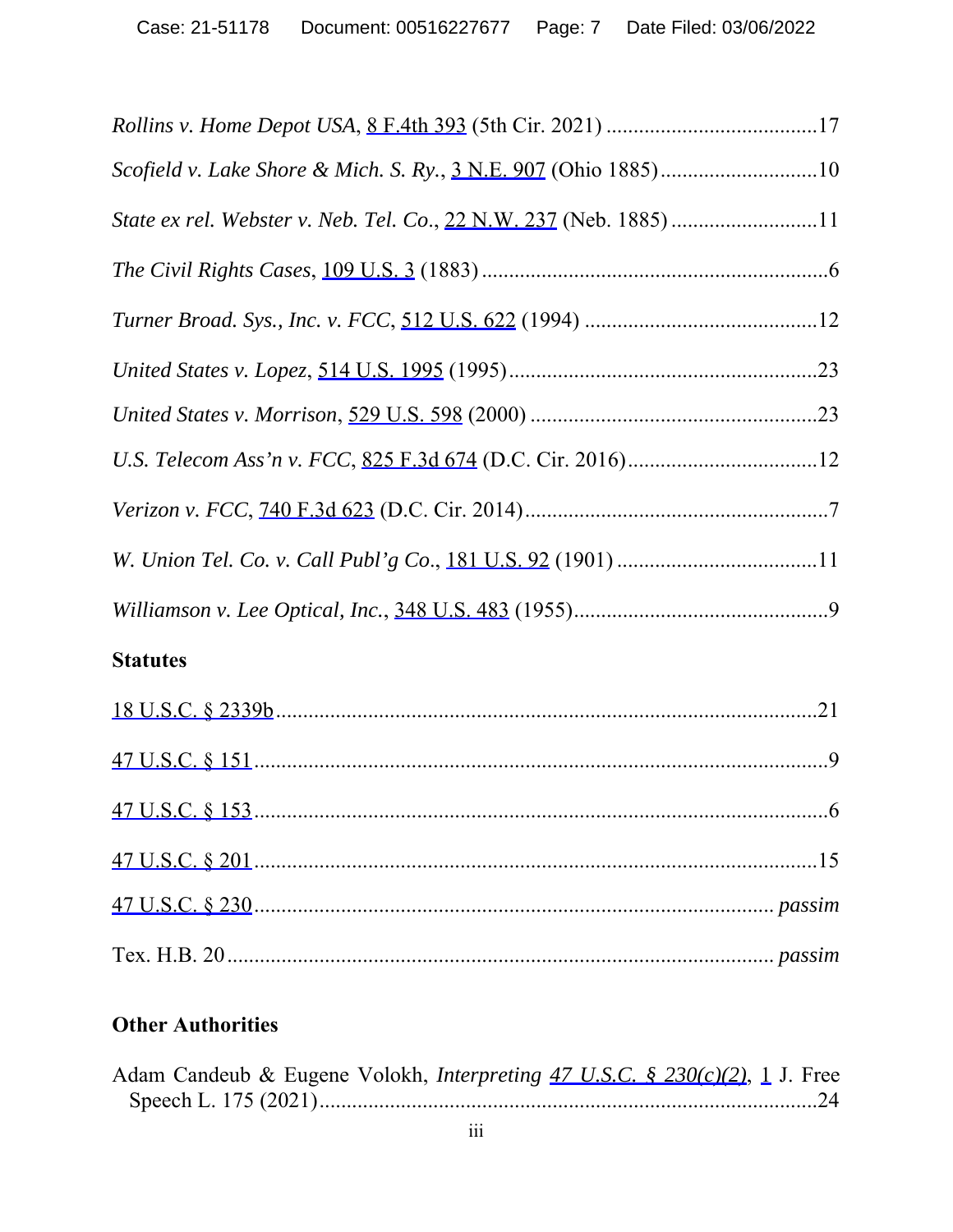*Rollins v. Home Depot USA*, 8 F.4th 393 (5th Cir. 2021) .......................................17

*Scofield v. Lake Shore & Mich. S. Ry.*, 3 N.E. 907 (Ohio 1885).............................10

*State ex rel. Webster v. Neb. Tel. Co.*, 22 N.W. 237 (Neb. 1885) ...........................11

*The Civil Rights Cases*, 109 U.S. 3 (1883) ................................................................6

*Turner Broad. Sys., Inc. v. FCC*, 512 U.S. 622 (1994) ...........................................12

*United States v. Lopez*, 514 U.S. 1995 (1995).........................................................23

*United States v. Morrison*, 529 U.S. 598 (2000) .....................................................23

*U.S. Telecom Ass'n v. FCC*, 825 F.3d 674 (D.C. Cir. 2016)...................................12

*Verizon v. FCC*, 740 F.3d 623 (D.C. Cir. 2014)........................................................7

*W. Union Tel. Co. v. Call Publ'g Co.*, 181 U.S. 92 (1901) ....................................11

*Williamson v. Lee Optical, Inc.*, 348 U.S. 483 (1955)...............................................9

**Statutes**

18 U.S.C. § 2339b.....................................................................................................21

47 U.S.C. § 151..........................................................................................................9

47 U.S.C. § 153..........................................................................................................6

47 U.S.C. § 201........................................................................................................15

47 U.S.C. § 230............................................................................................. *passim*

Tex. H.B. 20.................................................................................................. *passim*

**Other Authorities**

Adam Candeub & Eugene Volokh, *Interpreting 47 U.S.C. § 230(c)(2)*, 1 J. Free Speech L. 175 (2021)...........................................................................................24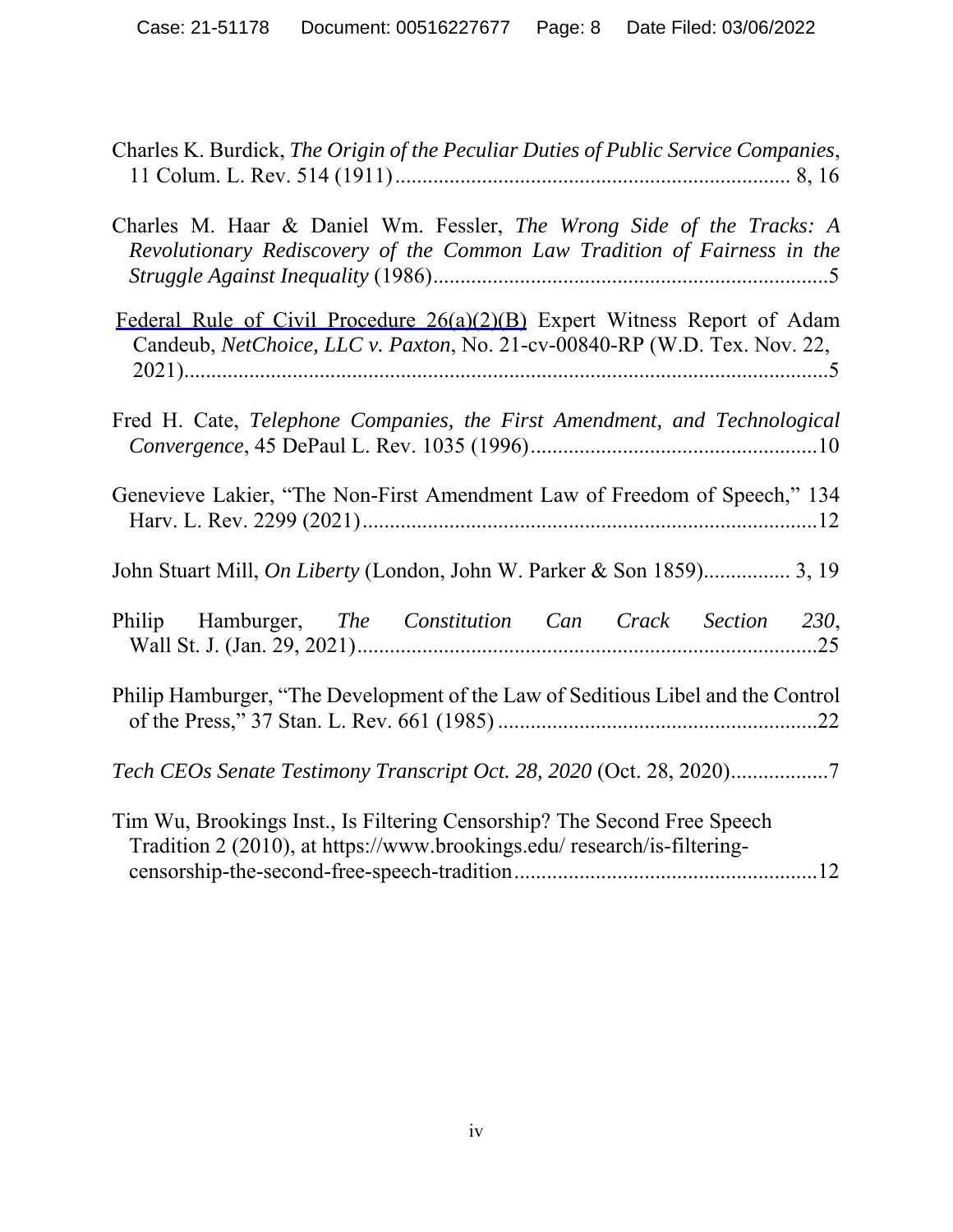Charles K. Burdick, *The Origin of the Peculiar Duties of Public Service Companies*, 11 Colum. L. Rev. 514 (1911) ........................................................................ 8, 16

Charles M. Haar & Daniel Wm. Fessler, *The Wrong Side of the Tracks: A Revolutionary Rediscovery of the Common Law Tradition of Fairness in the Struggle Against Inequality* (1986) ........................................................................ 5

Federal Rule of Civil Procedure 26(a)(2)(B) Expert Witness Report of Adam Candeub, *NetChoice, LLC v. Paxton*, No. 21-cv-00840-RP (W.D. Tex. Nov. 22, 2021) ........................................................................ 5

Fred H. Cate, *Telephone Companies, the First Amendment, and Technological Convergence*, 45 DePaul L. Rev. 1035 (1996) ..................................................... 10

Genevieve Lakier, "The Non-First Amendment Law of Freedom of Speech," 134 Harv. L. Rev. 2299 (2021) ........................................................................ 12

John Stuart Mill, *On Liberty* (London, John W. Parker & Son 1859) ................ 3, 19

Philip Hamburger, *The Constitution Can Crack Section 230*, Wall St. J. (Jan. 29, 2021) ........................................................................ 25

Philip Hamburger, "The Development of the Law of Seditious Libel and the Control of the Press," 37 Stan. L. Rev. 661 (1985) ........................................................... 22

*Tech CEOs Senate Testimony Transcript Oct. 28, 2020* (Oct. 28, 2020) .................. 7

Tim Wu, Brookings Inst., Is Filtering Censorship? The Second Free Speech Tradition 2 (2010), at https://www.brookings.edu/ research/is-filtering-censorship-the-second-free-speech-tradition ........................................................ 12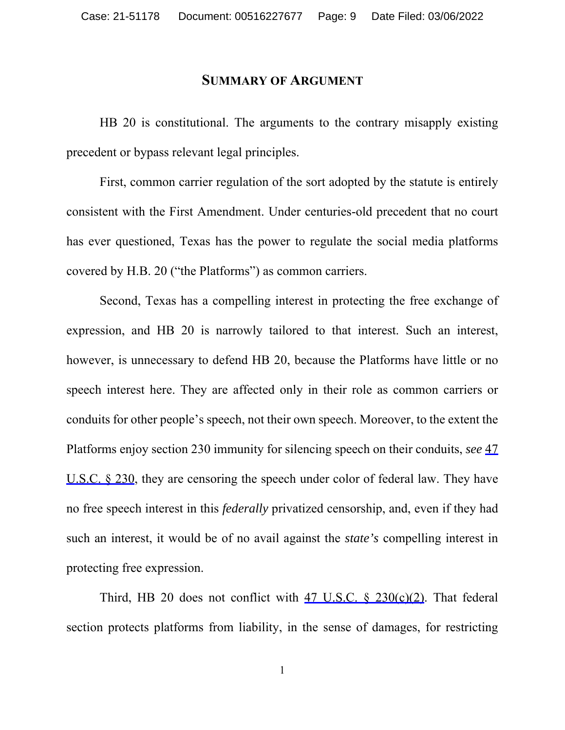## SUMMARY OF ARGUMENT

HB 20 is constitutional. The arguments to the contrary misapply existing precedent or bypass relevant legal principles.

First, common carrier regulation of the sort adopted by the statute is entirely consistent with the First Amendment. Under centuries-old precedent that no court has ever questioned, Texas has the power to regulate the social media platforms covered by H.B. 20 ("the Platforms") as common carriers.

Second, Texas has a compelling interest in protecting the free exchange of expression, and HB 20 is narrowly tailored to that interest. Such an interest, however, is unnecessary to defend HB 20, because the Platforms have little or no speech interest here. They are affected only in their role as common carriers or conduits for other people's speech, not their own speech. Moreover, to the extent the Platforms enjoy section 230 immunity for silencing speech on their conduits, *see* 47 U.S.C. § 230, they are censoring the speech under color of federal law. They have no free speech interest in this *federally* privatized censorship, and, even if they had such an interest, it would be of no avail against the *state's* compelling interest in protecting free expression.

Third, HB 20 does not conflict with 47 U.S.C. § 230(c)(2). That federal section protects platforms from liability, in the sense of damages, for restricting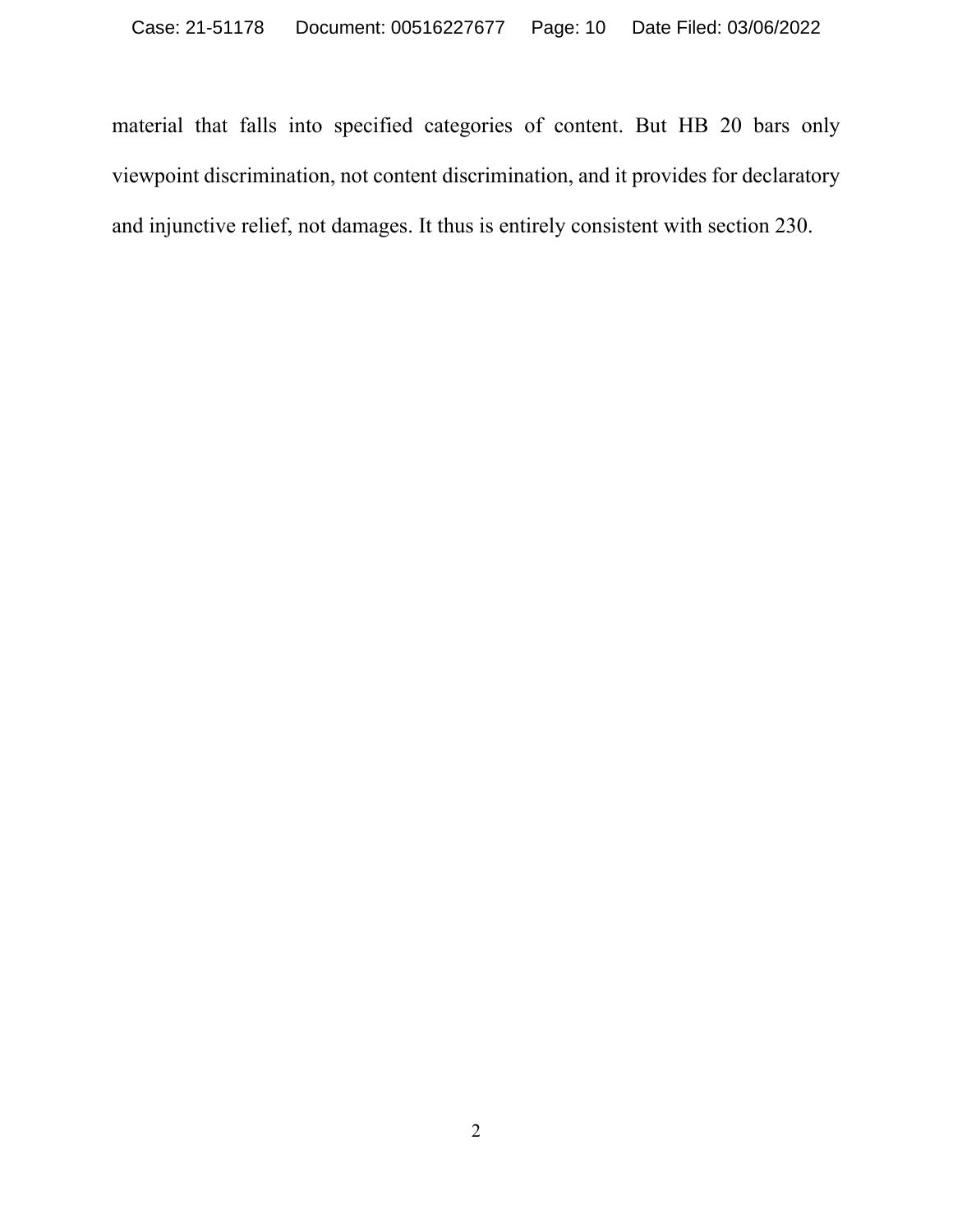material that falls into specified categories of content. But HB 20 bars only viewpoint discrimination, not content discrimination, and it provides for declaratory and injunctive relief, not damages. It thus is entirely consistent with section 230.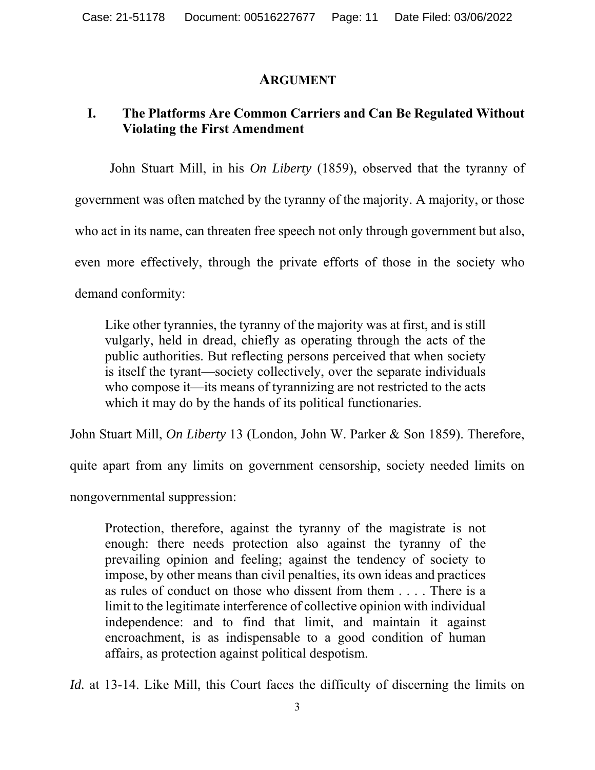## ARGUMENT

### I. The Platforms Are Common Carriers and Can Be Regulated Without Violating the First Amendment

John Stuart Mill, in his *On Liberty* (1859), observed that the tyranny of government was often matched by the tyranny of the majority. A majority, or those who act in its name, can threaten free speech not only through government but also, even more effectively, through the private efforts of those in the society who demand conformity:

> Like other tyrannies, the tyranny of the majority was at first, and is still vulgarly, held in dread, chiefly as operating through the acts of the public authorities. But reflecting persons perceived that when society is itself the tyrant—society collectively, over the separate individuals who compose it—its means of tyrannizing are not restricted to the acts which it may do by the hands of its political functionaries.

John Stuart Mill, *On Liberty* 13 (London, John W. Parker & Son 1859). Therefore, quite apart from any limits on government censorship, society needed limits on nongovernmental suppression:

> Protection, therefore, against the tyranny of the magistrate is not enough: there needs protection also against the tyranny of the prevailing opinion and feeling; against the tendency of society to impose, by other means than civil penalties, its own ideas and practices as rules of conduct on those who dissent from them . . . . There is a limit to the legitimate interference of collective opinion with individual independence: and to find that limit, and maintain it against encroachment, is as indispensable to a good condition of human affairs, as protection against political despotism.

*Id.* at 13-14. Like Mill, this Court faces the difficulty of discerning the limits on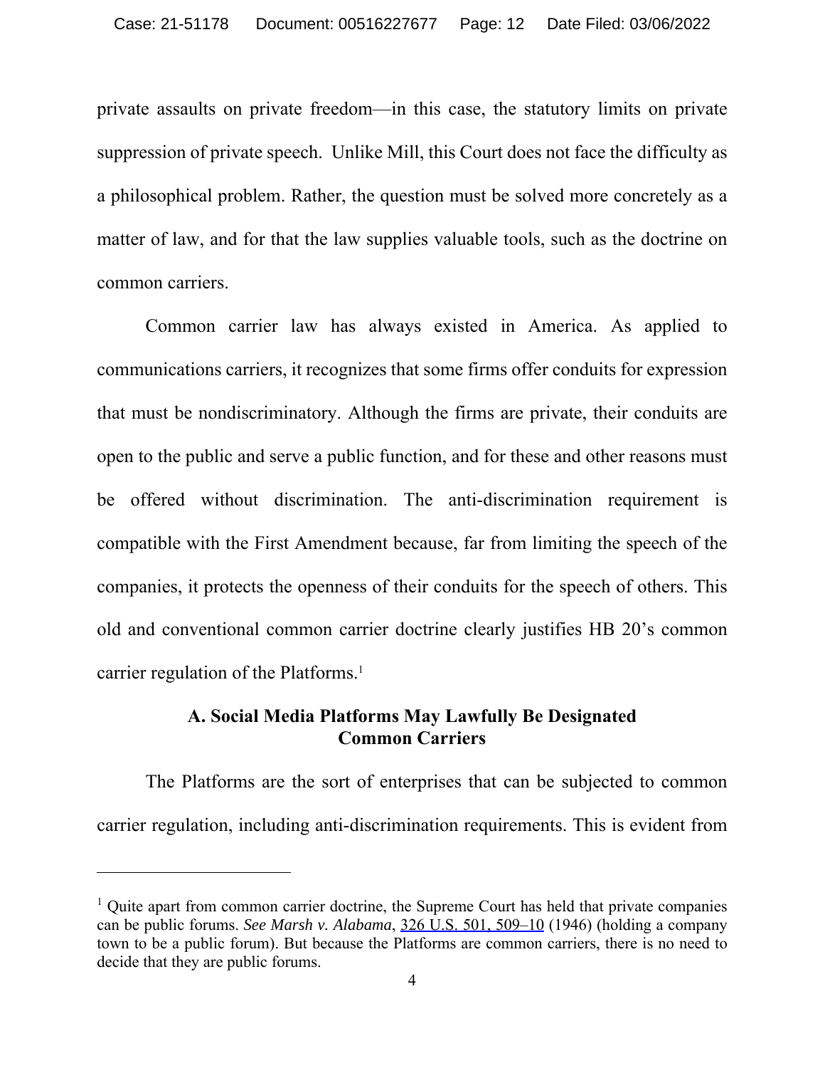private assaults on private freedom—in this case, the statutory limits on private suppression of private speech. Unlike Mill, this Court does not face the difficulty as a philosophical problem. Rather, the question must be solved more concretely as a matter of law, and for that the law supplies valuable tools, such as the doctrine on common carriers.

Common carrier law has always existed in America. As applied to communications carriers, it recognizes that some firms offer conduits for expression that must be nondiscriminatory. Although the firms are private, their conduits are open to the public and serve a public function, and for these and other reasons must be offered without discrimination. The anti-discrimination requirement is compatible with the First Amendment because, far from limiting the speech of the companies, it protects the openness of their conduits for the speech of others. This old and conventional common carrier doctrine clearly justifies HB 20's common carrier regulation of the Platforms.[1]

### A. Social Media Platforms May Lawfully Be Designated Common Carriers

The Platforms are the sort of enterprises that can be subjected to common carrier regulation, including anti-discrimination requirements. This is evident from

---

[1] Quite apart from common carrier doctrine, the Supreme Court has held that private companies can be public forums. *See Marsh v. Alabama*, 326 U.S. 501, 509–10 (1946) (holding a company town to be a public forum). But because the Platforms are common carriers, there is no need to decide that they are public forums.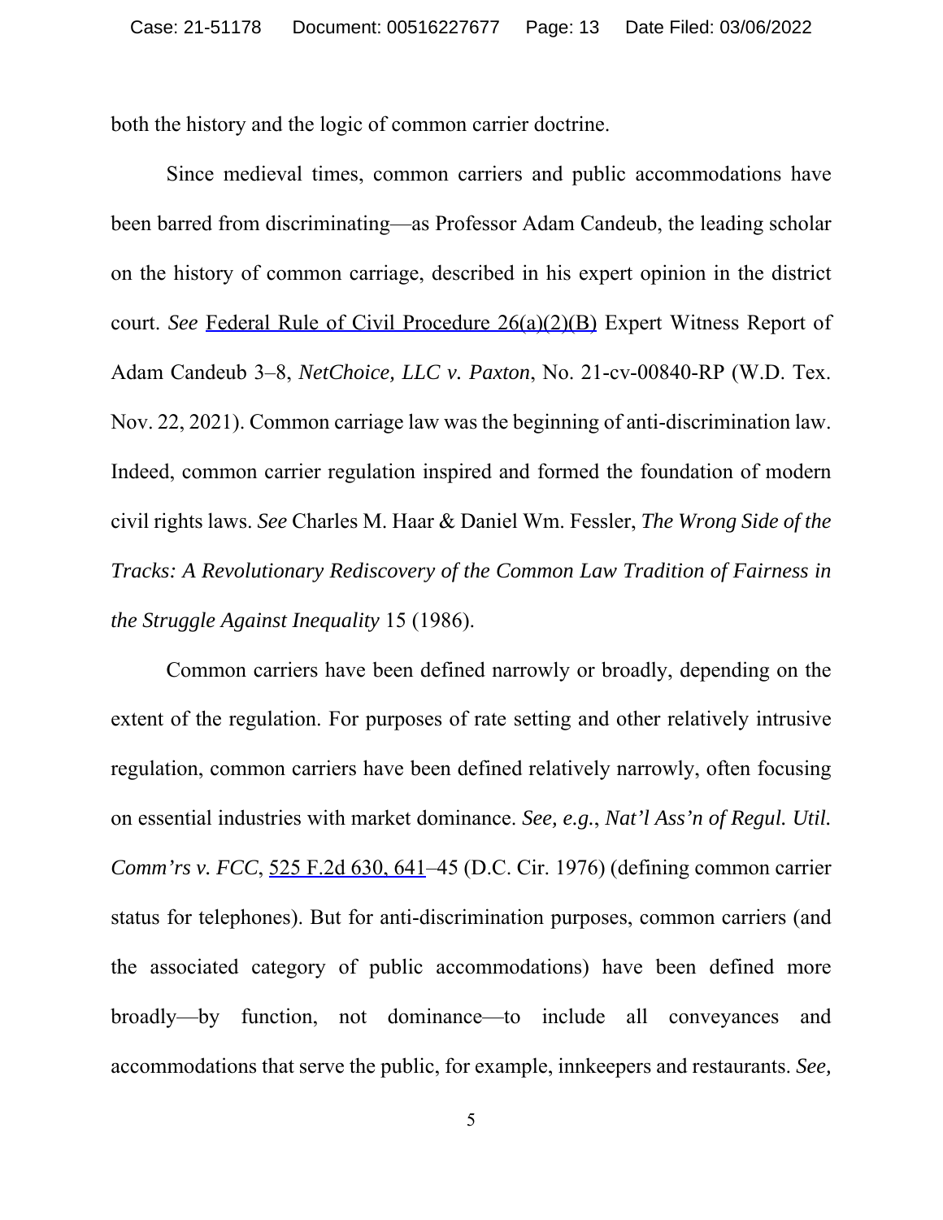both the history and the logic of common carrier doctrine.

Since medieval times, common carriers and public accommodations have been barred from discriminating—as Professor Adam Candeub, the leading scholar on the history of common carriage, described in his expert opinion in the district court. *See* Federal Rule of Civil Procedure 26(a)(2)(B) Expert Witness Report of Adam Candeub 3–8, *NetChoice, LLC v. Paxton*, No. 21-cv-00840-RP (W.D. Tex. Nov. 22, 2021). Common carriage law was the beginning of anti-discrimination law. Indeed, common carrier regulation inspired and formed the foundation of modern civil rights laws. *See* Charles M. Haar & Daniel Wm. Fessler, *The Wrong Side of the Tracks: A Revolutionary Rediscovery of the Common Law Tradition of Fairness in the Struggle Against Inequality* 15 (1986).

Common carriers have been defined narrowly or broadly, depending on the extent of the regulation. For purposes of rate setting and other relatively intrusive regulation, common carriers have been defined relatively narrowly, often focusing on essential industries with market dominance. *See, e.g.*, *Nat'l Ass'n of Regul. Util. Comm'rs v. FCC*, 525 F.2d 630, 641–45 (D.C. Cir. 1976) (defining common carrier status for telephones). But for anti-discrimination purposes, common carriers (and the associated category of public accommodations) have been defined more broadly—by function, not dominance—to include all conveyances and accommodations that serve the public, for example, innkeepers and restaurants. *See,*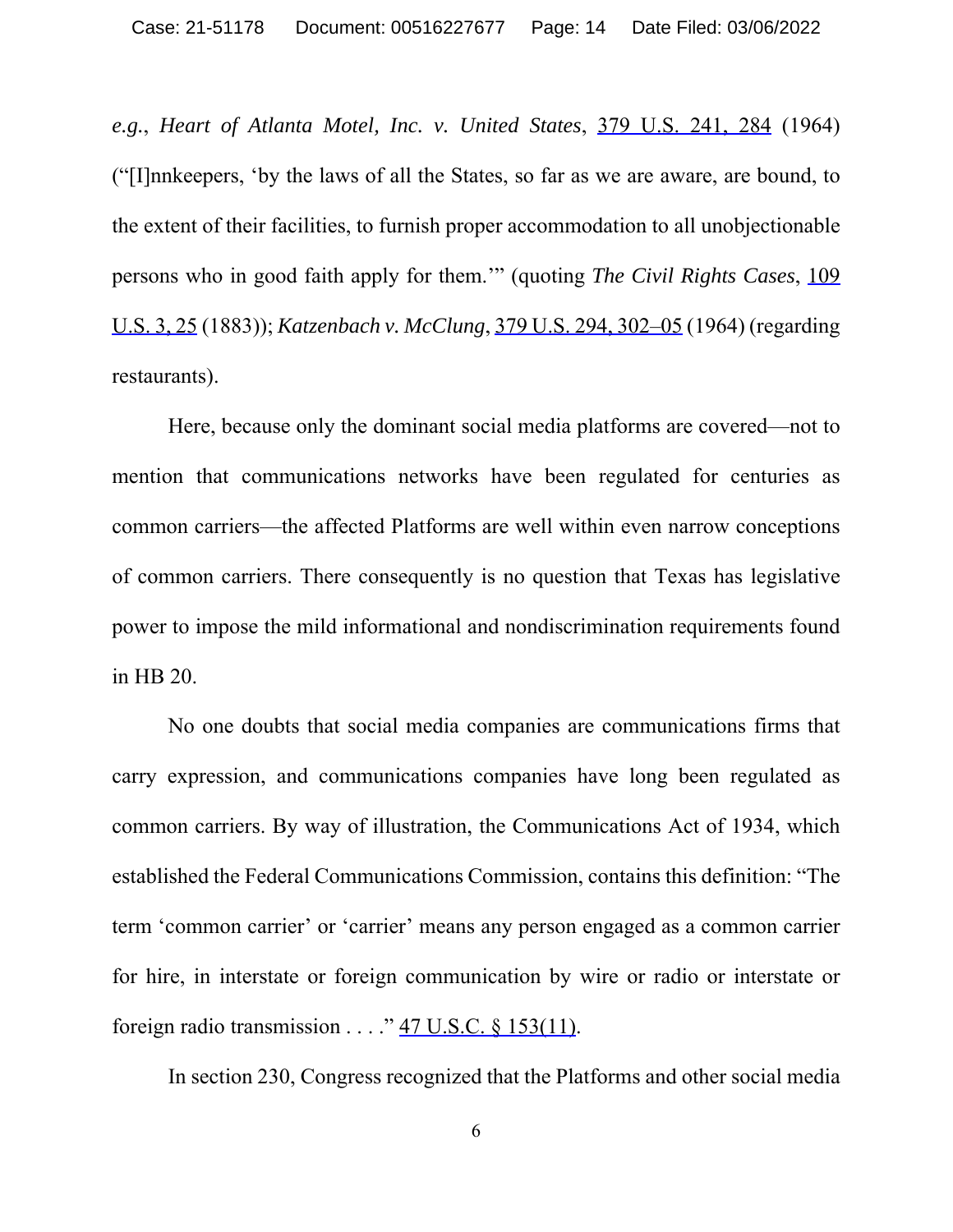*e.g.*, *Heart of Atlanta Motel, Inc. v. United States*, 379 U.S. 241, 284 (1964) ("[I]nnkeepers, 'by the laws of all the States, so far as we are aware, are bound, to the extent of their facilities, to furnish proper accommodation to all unobjectionable persons who in good faith apply for them.'" (quoting *The Civil Rights Cases*, 109 U.S. 3, 25 (1883)); *Katzenbach v. McClung*, 379 U.S. 294, 302–05 (1964) (regarding restaurants).

Here, because only the dominant social media platforms are covered—not to mention that communications networks have been regulated for centuries as common carriers—the affected Platforms are well within even narrow conceptions of common carriers. There consequently is no question that Texas has legislative power to impose the mild informational and nondiscrimination requirements found in HB 20.

No one doubts that social media companies are communications firms that carry expression, and communications companies have long been regulated as common carriers. By way of illustration, the Communications Act of 1934, which established the Federal Communications Commission, contains this definition: "The term 'common carrier' or 'carrier' means any person engaged as a common carrier for hire, in interstate or foreign communication by wire or radio or interstate or foreign radio transmission . . . ." 47 U.S.C. § 153(11).

In section 230, Congress recognized that the Platforms and other social media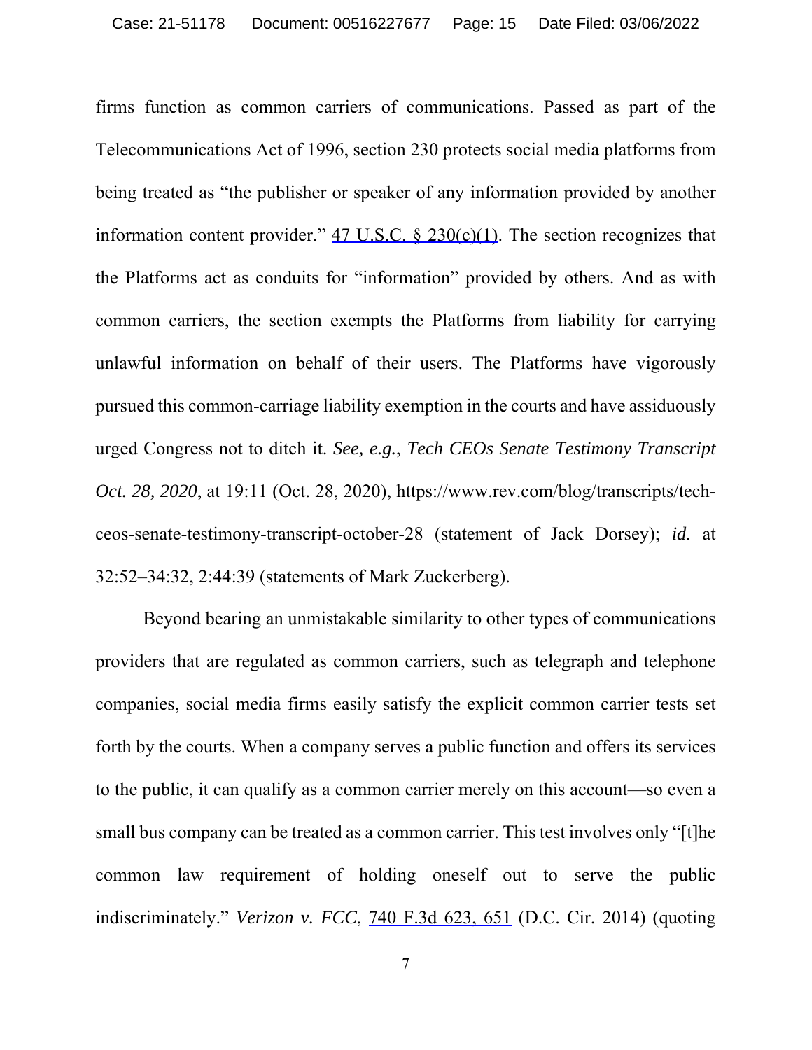firms function as common carriers of communications. Passed as part of the Telecommunications Act of 1996, section 230 protects social media platforms from being treated as "the publisher or speaker of any information provided by another information content provider." 47 U.S.C. § 230(c)(1). The section recognizes that the Platforms act as conduits for "information" provided by others. And as with common carriers, the section exempts the Platforms from liability for carrying unlawful information on behalf of their users. The Platforms have vigorously pursued this common-carriage liability exemption in the courts and have assiduously urged Congress not to ditch it. *See, e.g.*, *Tech CEOs Senate Testimony Transcript Oct. 28, 2020*, at 19:11 (Oct. 28, 2020), https://www.rev.com/blog/transcripts/tech-ceos-senate-testimony-transcript-october-28 (statement of Jack Dorsey); *id.* at 32:52–34:32, 2:44:39 (statements of Mark Zuckerberg).

Beyond bearing an unmistakable similarity to other types of communications providers that are regulated as common carriers, such as telegraph and telephone companies, social media firms easily satisfy the explicit common carrier tests set forth by the courts. When a company serves a public function and offers its services to the public, it can qualify as a common carrier merely on this account—so even a small bus company can be treated as a common carrier. This test involves only "[t]he common law requirement of holding oneself out to serve the public indiscriminately." *Verizon v. FCC*, 740 F.3d 623, 651 (D.C. Cir. 2014) (quoting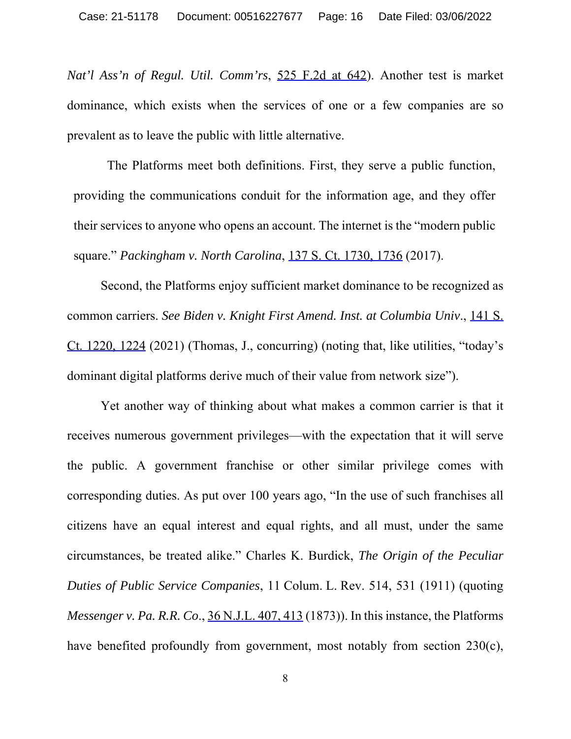*Nat'l Ass'n of Regul. Util. Comm'rs*, 525 F.2d at 642). Another test is market dominance, which exists when the services of one or a few companies are so prevalent as to leave the public with little alternative.

The Platforms meet both definitions. First, they serve a public function, providing the communications conduit for the information age, and they offer their services to anyone who opens an account. The internet is the "modern public square." *Packingham v. North Carolina*, 137 S. Ct. 1730, 1736 (2017).

Second, the Platforms enjoy sufficient market dominance to be recognized as common carriers. *See Biden v. Knight First Amend. Inst. at Columbia Univ*., 141 S. Ct. 1220, 1224 (2021) (Thomas, J., concurring) (noting that, like utilities, "today's dominant digital platforms derive much of their value from network size").

Yet another way of thinking about what makes a common carrier is that it receives numerous government privileges—with the expectation that it will serve the public. A government franchise or other similar privilege comes with corresponding duties. As put over 100 years ago, "In the use of such franchises all citizens have an equal interest and equal rights, and all must, under the same circumstances, be treated alike." Charles K. Burdick, *The Origin of the Peculiar Duties of Public Service Companies*, 11 Colum. L. Rev. 514, 531 (1911) (quoting *Messenger v. Pa. R.R. Co*., 36 N.J.L. 407, 413 (1873)). In this instance, the Platforms have benefited profoundly from government, most notably from section 230(c),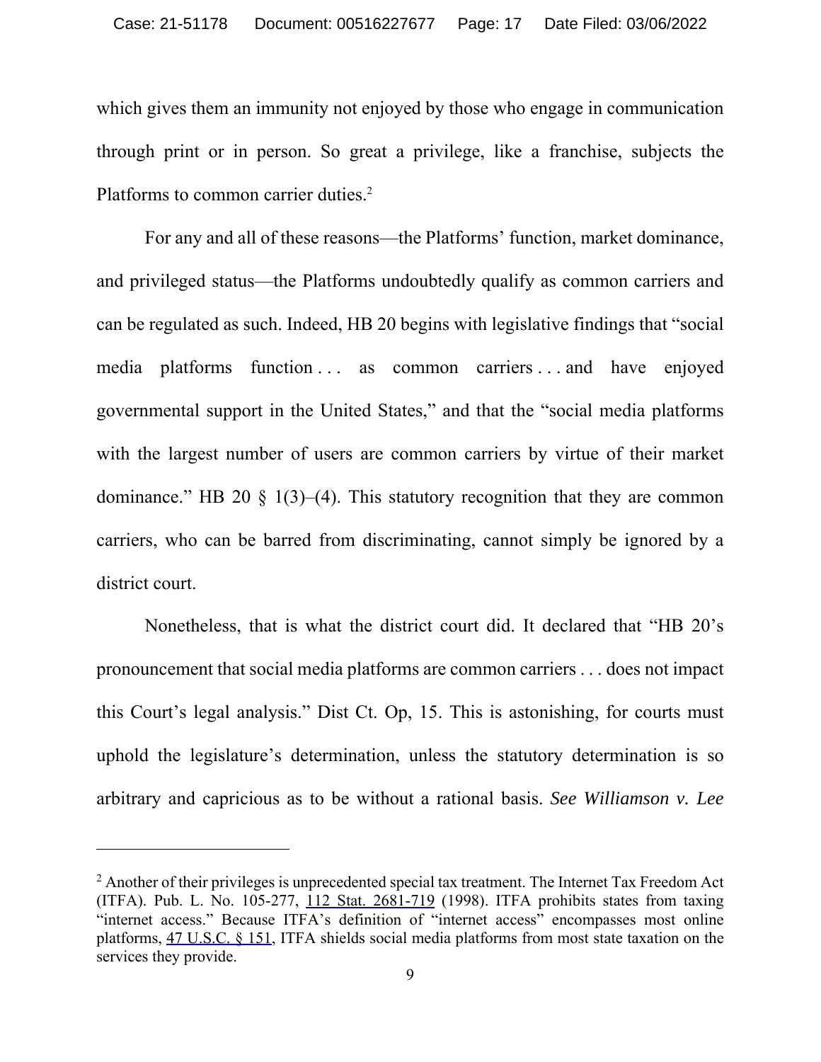which gives them an immunity not enjoyed by those who engage in communication through print or in person. So great a privilege, like a franchise, subjects the Platforms to common carrier duties.[2]

For any and all of these reasons—the Platforms' function, market dominance, and privileged status—the Platforms undoubtedly qualify as common carriers and can be regulated as such. Indeed, HB 20 begins with legislative findings that "social media platforms function . . . as common carriers . . . and have enjoyed governmental support in the United States," and that the "social media platforms with the largest number of users are common carriers by virtue of their market dominance." HB 20 § 1(3)–(4). This statutory recognition that they are common carriers, who can be barred from discriminating, cannot simply be ignored by a district court.

Nonetheless, that is what the district court did. It declared that "HB 20's pronouncement that social media platforms are common carriers . . . does not impact this Court's legal analysis." Dist Ct. Op, 15. This is astonishing, for courts must uphold the legislature's determination, unless the statutory determination is so arbitrary and capricious as to be without a rational basis. *See Williamson v. Lee*

---

[2] Another of their privileges is unprecedented special tax treatment. The Internet Tax Freedom Act (ITFA). Pub. L. No. 105-277, 112 Stat. 2681-719 (1998). ITFA prohibits states from taxing "internet access." Because ITFA's definition of "internet access" encompasses most online platforms, 47 U.S.C. § 151, ITFA shields social media platforms from most state taxation on the services they provide.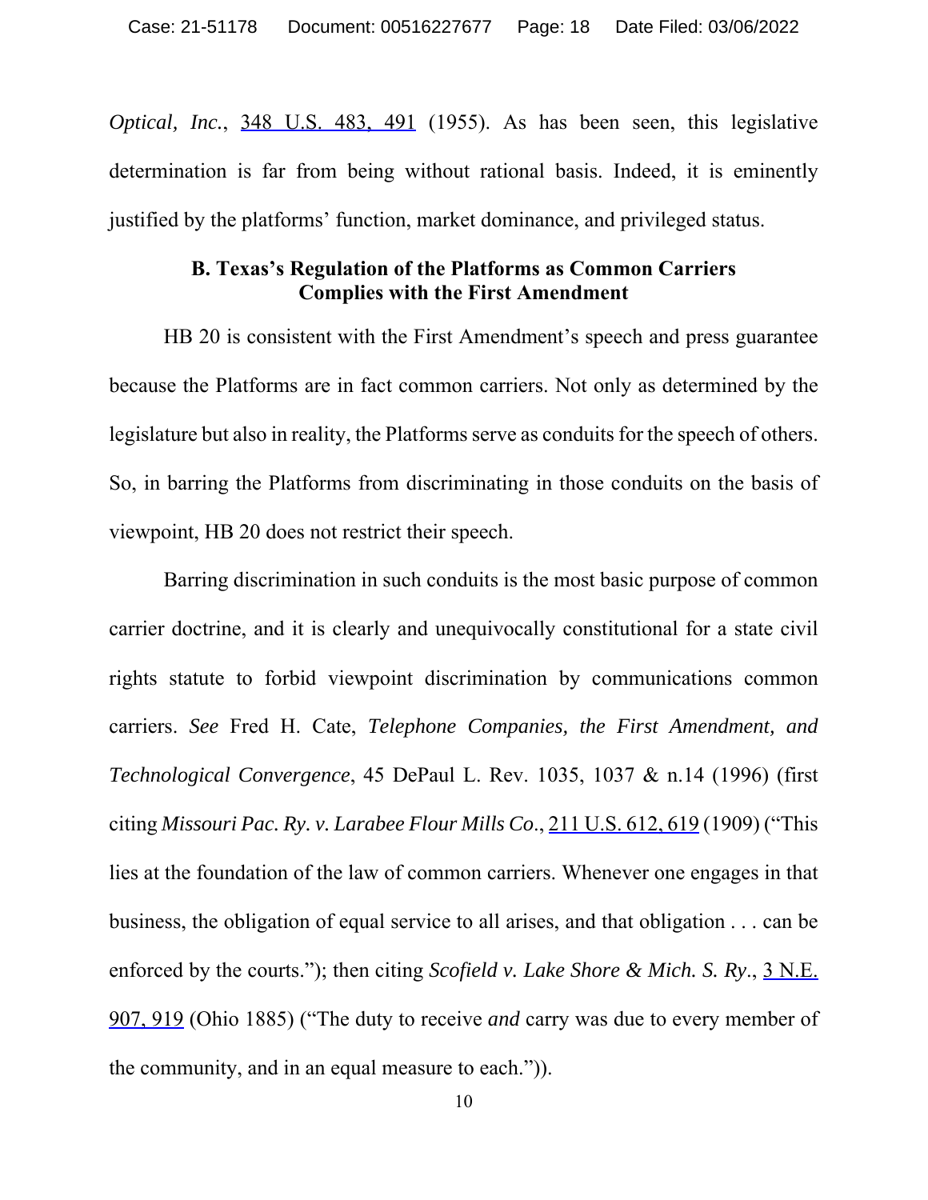*Optical, Inc.*, 348 U.S. 483, 491 (1955). As has been seen, this legislative determination is far from being without rational basis. Indeed, it is eminently justified by the platforms' function, market dominance, and privileged status.

### B. Texas's Regulation of the Platforms as Common Carriers Complies with the First Amendment

HB 20 is consistent with the First Amendment's speech and press guarantee because the Platforms are in fact common carriers. Not only as determined by the legislature but also in reality, the Platforms serve as conduits for the speech of others. So, in barring the Platforms from discriminating in those conduits on the basis of viewpoint, HB 20 does not restrict their speech.

Barring discrimination in such conduits is the most basic purpose of common carrier doctrine, and it is clearly and unequivocally constitutional for a state civil rights statute to forbid viewpoint discrimination by communications common carriers. *See* Fred H. Cate, *Telephone Companies, the First Amendment, and Technological Convergence*, 45 DePaul L. Rev. 1035, 1037 & n.14 (1996) (first citing *Missouri Pac. Ry. v. Larabee Flour Mills Co*., 211 U.S. 612, 619 (1909) ("This lies at the foundation of the law of common carriers. Whenever one engages in that business, the obligation of equal service to all arises, and that obligation . . . can be enforced by the courts."); then citing *Scofield v. Lake Shore & Mich. S. Ry*., 3 N.E. 907, 919 (Ohio 1885) ("The duty to receive *and* carry was due to every member of the community, and in an equal measure to each.")).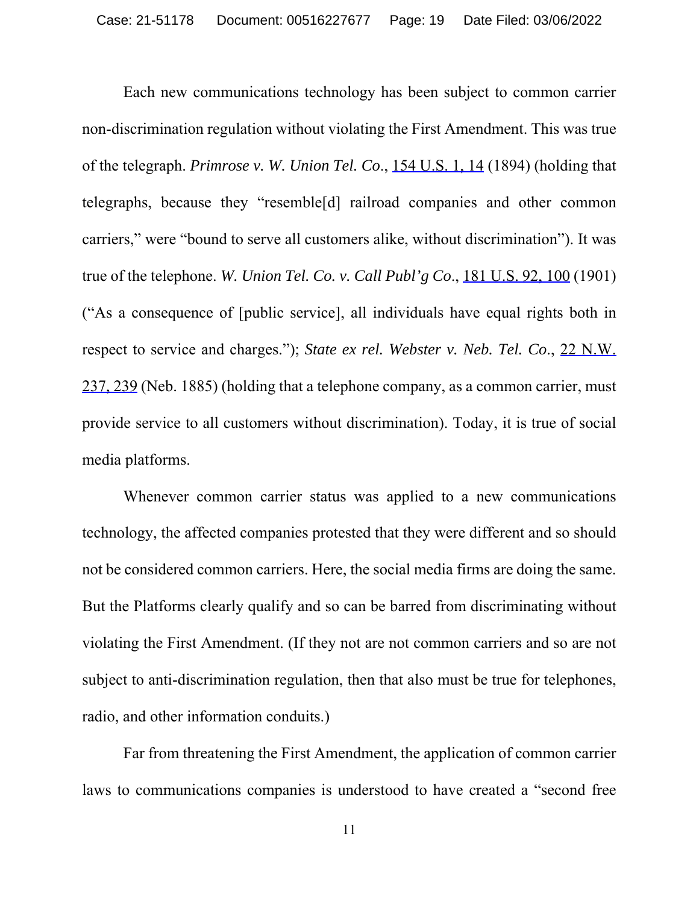Each new communications technology has been subject to common carrier non-discrimination regulation without violating the First Amendment. This was true of the telegraph. *Primrose v. W. Union Tel. Co*., 154 U.S. 1, 14 (1894) (holding that telegraphs, because they "resemble[d] railroad companies and other common carriers," were "bound to serve all customers alike, without discrimination"). It was true of the telephone. *W. Union Tel. Co. v. Call Publ'g Co*., 181 U.S. 92, 100 (1901) ("As a consequence of [public service], all individuals have equal rights both in respect to service and charges."); *State ex rel. Webster v. Neb. Tel. Co*., 22 N.W. 237, 239 (Neb. 1885) (holding that a telephone company, as a common carrier, must provide service to all customers without discrimination). Today, it is true of social media platforms.

Whenever common carrier status was applied to a new communications technology, the affected companies protested that they were different and so should not be considered common carriers. Here, the social media firms are doing the same. But the Platforms clearly qualify and so can be barred from discriminating without violating the First Amendment. (If they not are not common carriers and so are not subject to anti-discrimination regulation, then that also must be true for telephones, radio, and other information conduits.)

Far from threatening the First Amendment, the application of common carrier laws to communications companies is understood to have created a "second free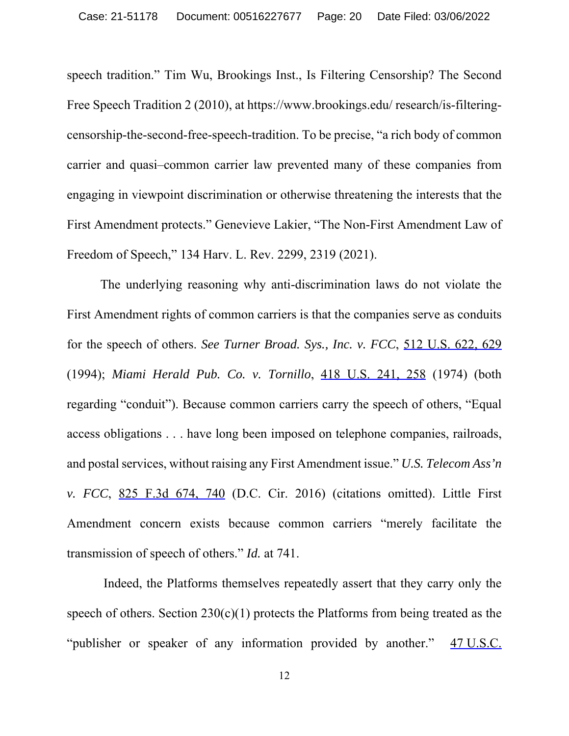speech tradition." Tim Wu, Brookings Inst., Is Filtering Censorship? The Second Free Speech Tradition 2 (2010), at https://www.brookings.edu/ research/is-filtering-censorship-the-second-free-speech-tradition. To be precise, "a rich body of common carrier and quasi–common carrier law prevented many of these companies from engaging in viewpoint discrimination or otherwise threatening the interests that the First Amendment protects." Genevieve Lakier, "The Non-First Amendment Law of Freedom of Speech," 134 Harv. L. Rev. 2299, 2319 (2021).

The underlying reasoning why anti-discrimination laws do not violate the First Amendment rights of common carriers is that the companies serve as conduits for the speech of others. *See Turner Broad. Sys., Inc. v. FCC*, 512 U.S. 622, 629 (1994); *Miami Herald Pub. Co. v. Tornillo*, 418 U.S. 241, 258 (1974) (both regarding "conduit"). Because common carriers carry the speech of others, "Equal access obligations . . . have long been imposed on telephone companies, railroads, and postal services, without raising any First Amendment issue." *U.S. Telecom Ass'n v. FCC*, 825 F.3d 674, 740 (D.C. Cir. 2016) (citations omitted). Little First Amendment concern exists because common carriers "merely facilitate the transmission of speech of others." *Id.* at 741.

Indeed, the Platforms themselves repeatedly assert that they carry only the speech of others. Section 230(c)(1) protects the Platforms from being treated as the "publisher or speaker of any information provided by another." 47 U.S.C.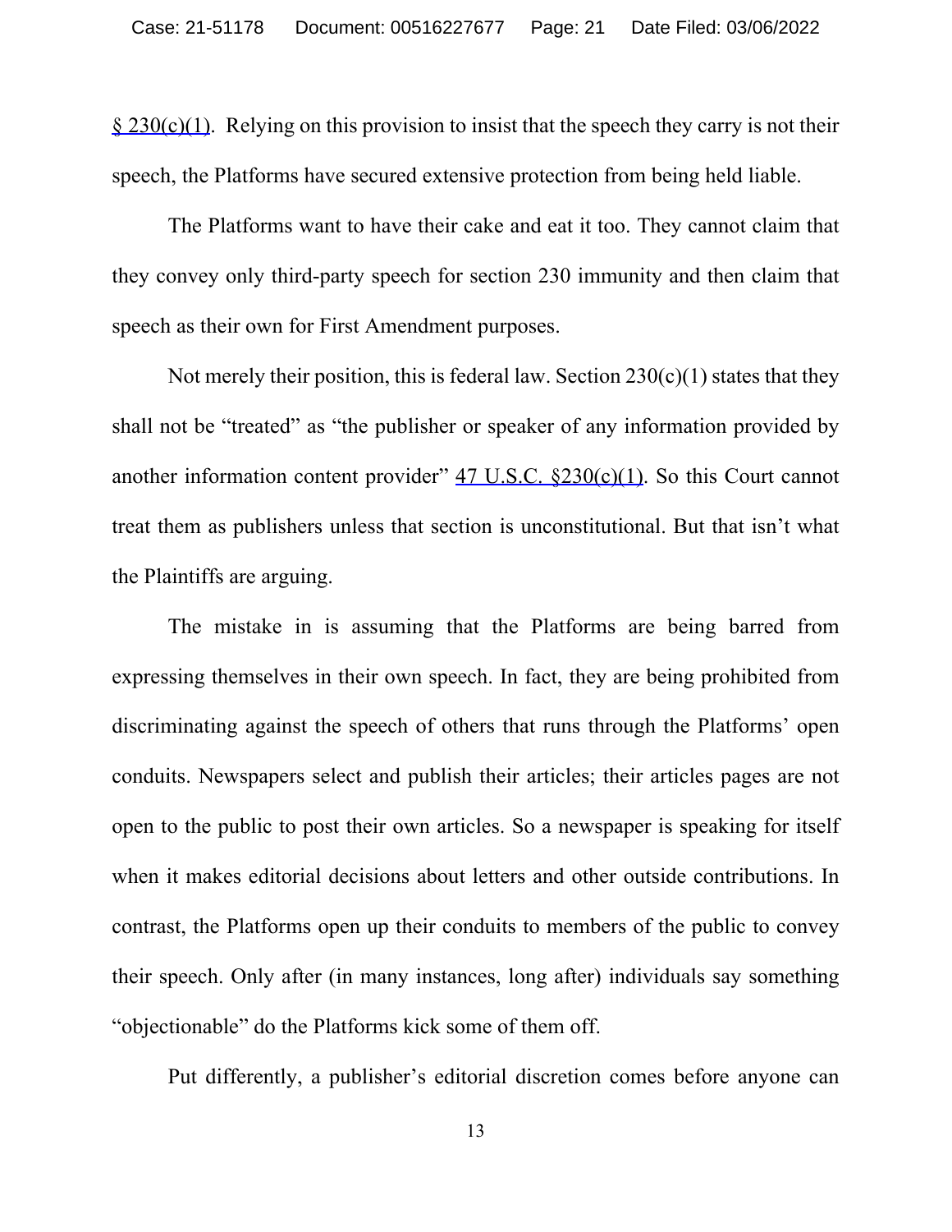§ 230(c)(1). Relying on this provision to insist that the speech they carry is not their speech, the Platforms have secured extensive protection from being held liable.

The Platforms want to have their cake and eat it too. They cannot claim that they convey only third-party speech for section 230 immunity and then claim that speech as their own for First Amendment purposes.

Not merely their position, this is federal law. Section 230(c)(1) states that they shall not be "treated" as "the publisher or speaker of any information provided by another information content provider" 47 U.S.C. §230(c)(1). So this Court cannot treat them as publishers unless that section is unconstitutional. But that isn't what the Plaintiffs are arguing.

The mistake in is assuming that the Platforms are being barred from expressing themselves in their own speech. In fact, they are being prohibited from discriminating against the speech of others that runs through the Platforms' open conduits. Newspapers select and publish their articles; their articles pages are not open to the public to post their own articles. So a newspaper is speaking for itself when it makes editorial decisions about letters and other outside contributions. In contrast, the Platforms open up their conduits to members of the public to convey their speech. Only after (in many instances, long after) individuals say something "objectionable" do the Platforms kick some of them off.

Put differently, a publisher's editorial discretion comes before anyone can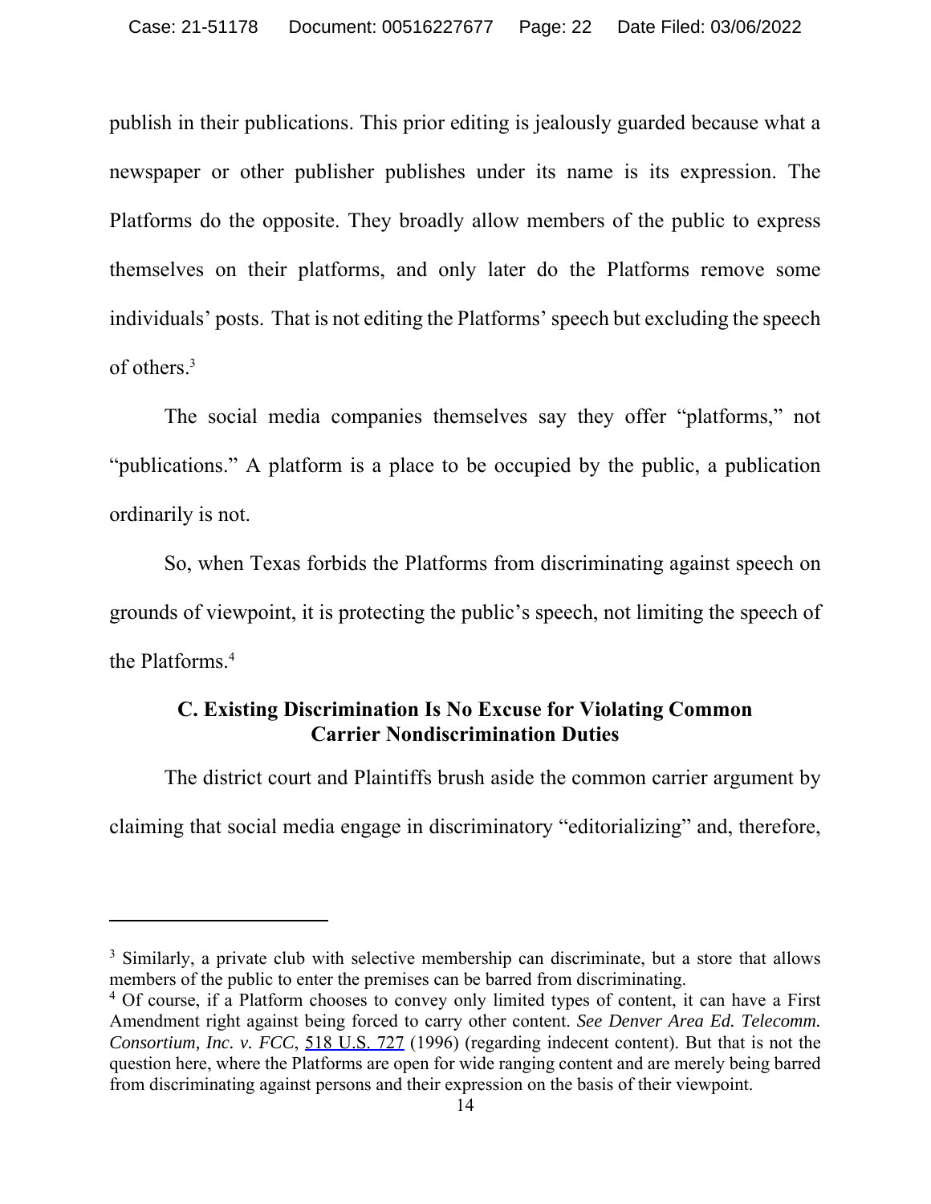publish in their publications. This prior editing is jealously guarded because what a newspaper or other publisher publishes under its name is its expression. The Platforms do the opposite. They broadly allow members of the public to express themselves on their platforms, and only later do the Platforms remove some individuals' posts. That is not editing the Platforms' speech but excluding the speech of others.[3]

The social media companies themselves say they offer "platforms," not "publications." A platform is a place to be occupied by the public, a publication ordinarily is not.

So, when Texas forbids the Platforms from discriminating against speech on grounds of viewpoint, it is protecting the public's speech, not limiting the speech of the Platforms.[4]

### C. Existing Discrimination Is No Excuse for Violating Common Carrier Nondiscrimination Duties

The district court and Plaintiffs brush aside the common carrier argument by claiming that social media engage in discriminatory "editorializing" and, therefore,

---

[3] Similarly, a private club with selective membership can discriminate, but a store that allows members of the public to enter the premises can be barred from discriminating.

[4] Of course, if a Platform chooses to convey only limited types of content, it can have a First Amendment right against being forced to carry other content. *See Denver Area Ed. Telecomm. Consortium, Inc. v. FCC*, 518 U.S. 727 (1996) (regarding indecent content). But that is not the question here, where the Platforms are open for wide ranging content and are merely being barred from discriminating against persons and their expression on the basis of their viewpoint.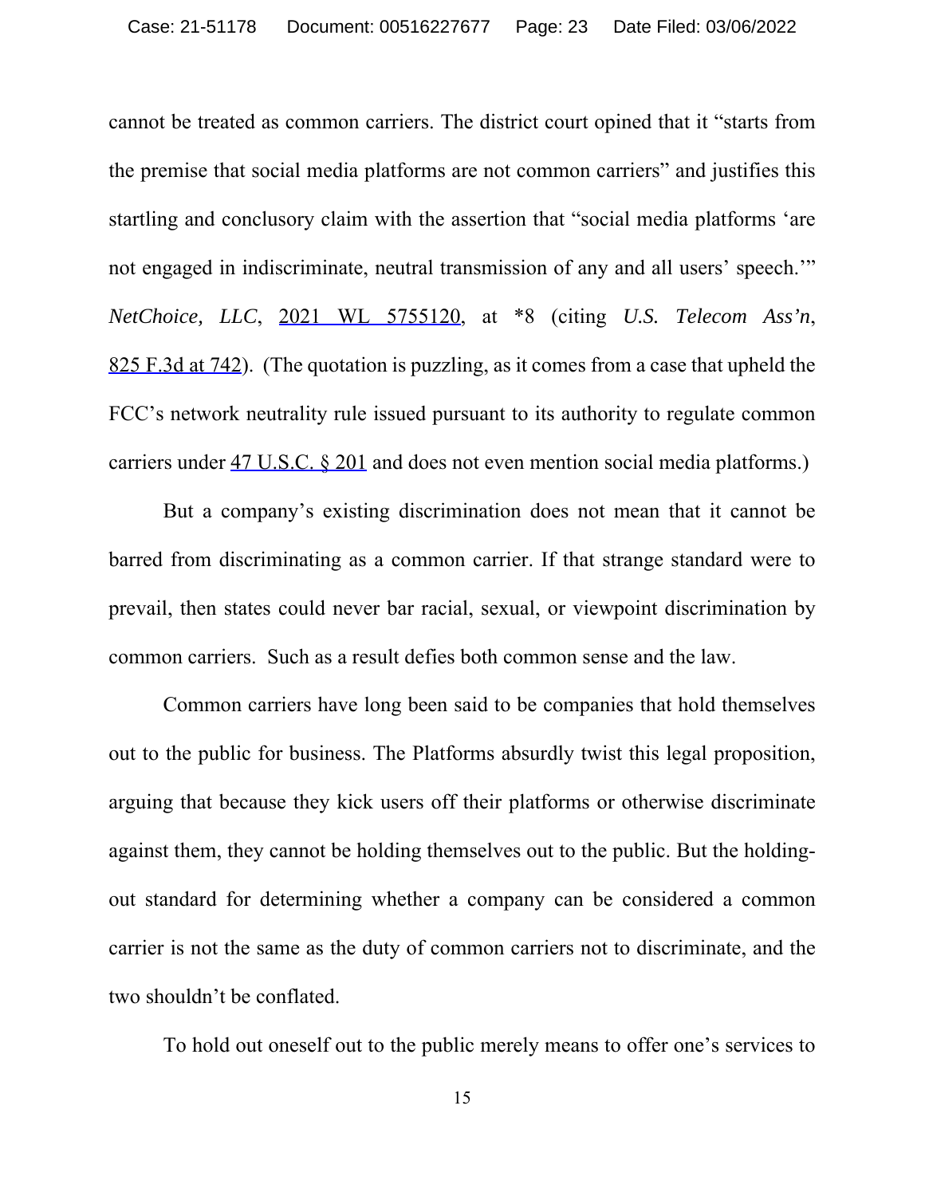cannot be treated as common carriers. The district court opined that it "starts from the premise that social media platforms are not common carriers" and justifies this startling and conclusory claim with the assertion that "social media platforms 'are not engaged in indiscriminate, neutral transmission of any and all users' speech.'" *NetChoice, LLC*, 2021 WL 5755120, at *8 (citing *U.S. Telecom Ass'n*, 825 F.3d at 742). (The quotation is puzzling, as it comes from a case that upheld the FCC's network neutrality rule issued pursuant to its authority to regulate common carriers under 47 U.S.C. § 201 and does not even mention social media platforms.)

But a company's existing discrimination does not mean that it cannot be barred from discriminating as a common carrier. If that strange standard were to prevail, then states could never bar racial, sexual, or viewpoint discrimination by common carriers. Such as a result defies both common sense and the law.

Common carriers have long been said to be companies that hold themselves out to the public for business. The Platforms absurdly twist this legal proposition, arguing that because they kick users off their platforms or otherwise discriminate against them, they cannot be holding themselves out to the public. But the holding-out standard for determining whether a company can be considered a common carrier is not the same as the duty of common carriers not to discriminate, and the two shouldn't be conflated.

To hold out oneself out to the public merely means to offer one's services to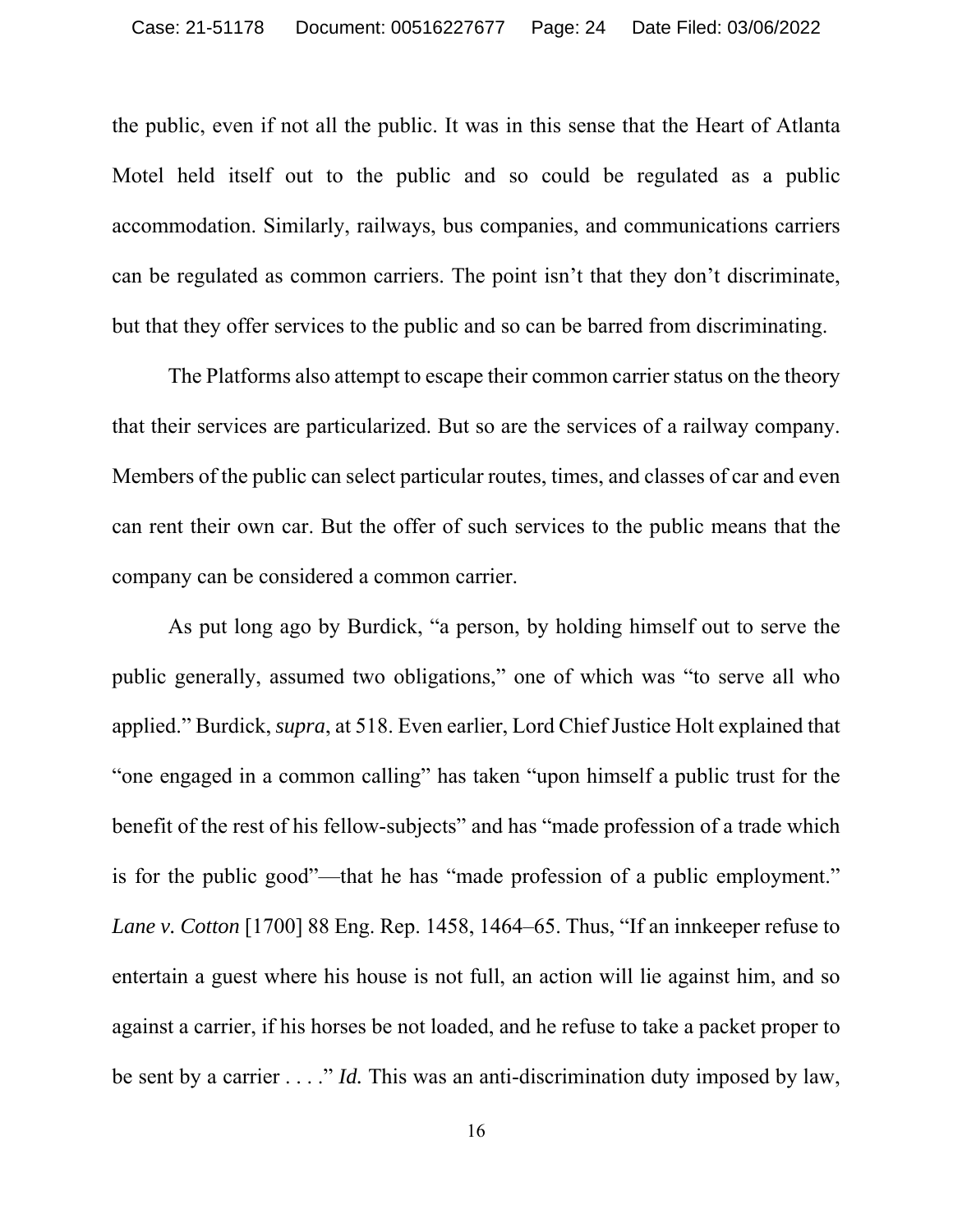the public, even if not all the public. It was in this sense that the Heart of Atlanta Motel held itself out to the public and so could be regulated as a public accommodation. Similarly, railways, bus companies, and communications carriers can be regulated as common carriers. The point isn't that they don't discriminate, but that they offer services to the public and so can be barred from discriminating.

The Platforms also attempt to escape their common carrier status on the theory that their services are particularized. But so are the services of a railway company. Members of the public can select particular routes, times, and classes of car and even can rent their own car. But the offer of such services to the public means that the company can be considered a common carrier.

As put long ago by Burdick, "a person, by holding himself out to serve the public generally, assumed two obligations," one of which was "to serve all who applied." Burdick, *supra*, at 518. Even earlier, Lord Chief Justice Holt explained that "one engaged in a common calling" has taken "upon himself a public trust for the benefit of the rest of his fellow-subjects" and has "made profession of a trade which is for the public good"—that he has "made profession of a public employment." *Lane v. Cotton* [1700] 88 Eng. Rep. 1458, 1464–65. Thus, "If an innkeeper refuse to entertain a guest where his house is not full, an action will lie against him, and so against a carrier, if his horses be not loaded, and he refuse to take a packet proper to be sent by a carrier . . . ." *Id.* This was an anti-discrimination duty imposed by law,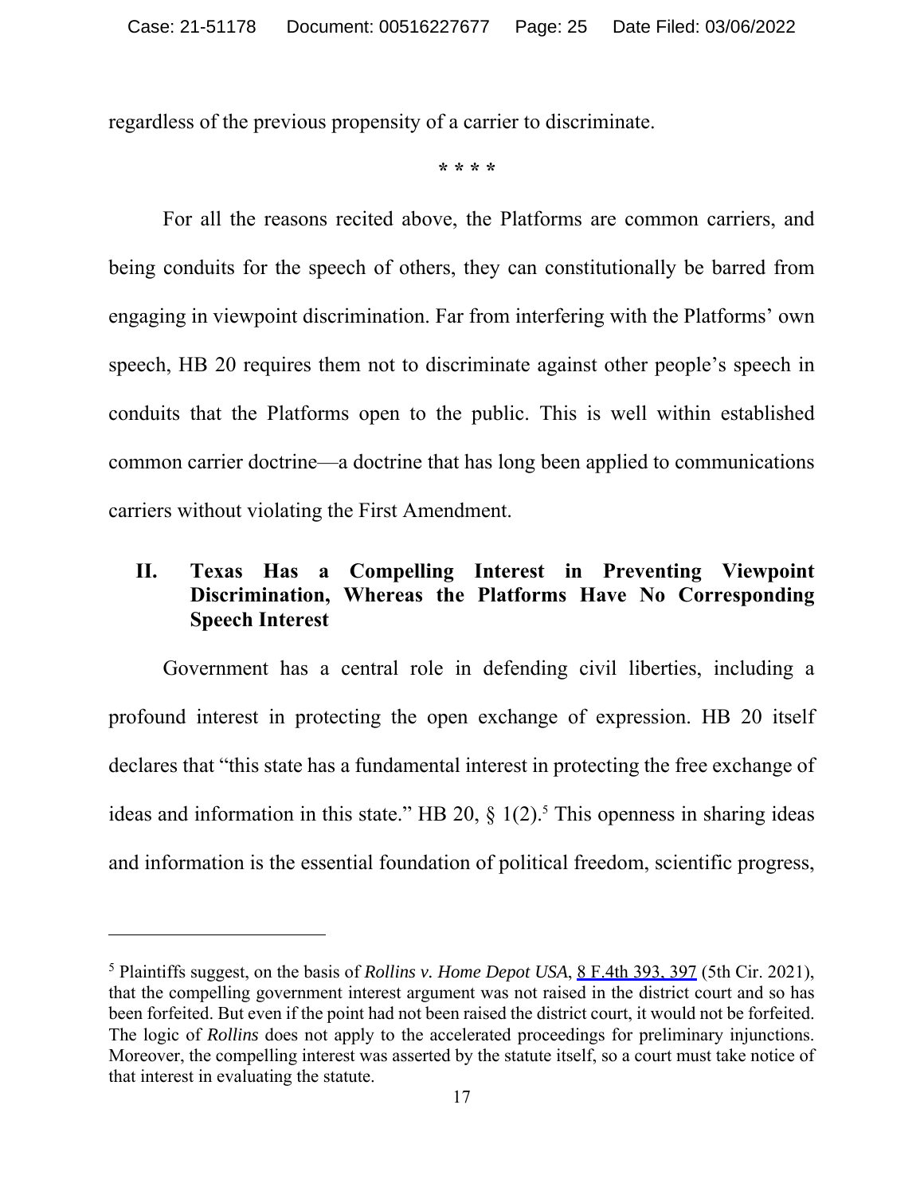regardless of the previous propensity of a carrier to discriminate.

\* \* \* \*

For all the reasons recited above, the Platforms are common carriers, and being conduits for the speech of others, they can constitutionally be barred from engaging in viewpoint discrimination. Far from interfering with the Platforms' own speech, HB 20 requires them not to discriminate against other people's speech in conduits that the Platforms open to the public. This is well within established common carrier doctrine—a doctrine that has long been applied to communications carriers without violating the First Amendment.

## II. Texas Has a Compelling Interest in Preventing Viewpoint Discrimination, Whereas the Platforms Have No Corresponding Speech Interest

Government has a central role in defending civil liberties, including a profound interest in protecting the open exchange of expression. HB 20 itself declares that "this state has a fundamental interest in protecting the free exchange of ideas and information in this state." HB 20, § 1(2).[5] This openness in sharing ideas and information is the essential foundation of political freedom, scientific progress,

---

[5] Plaintiffs suggest, on the basis of *Rollins v. Home Depot USA*, 8 F.4th 393, 397 (5th Cir. 2021), that the compelling government interest argument was not raised in the district court and so has been forfeited. But even if the point had not been raised the district court, it would not be forfeited. The logic of *Rollins* does not apply to the accelerated proceedings for preliminary injunctions. Moreover, the compelling interest was asserted by the statute itself, so a court must take notice of that interest in evaluating the statute.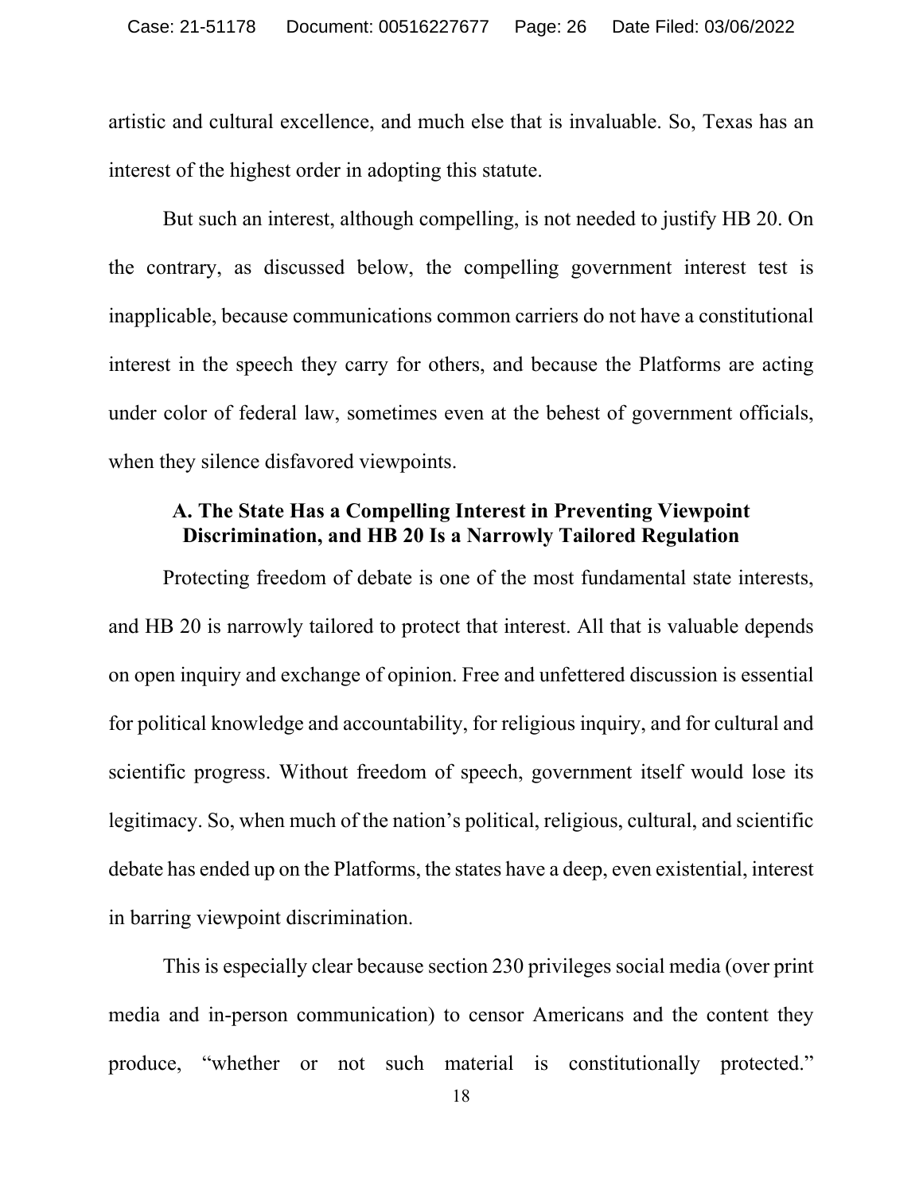artistic and cultural excellence, and much else that is invaluable. So, Texas has an interest of the highest order in adopting this statute.

But such an interest, although compelling, is not needed to justify HB 20. On the contrary, as discussed below, the compelling government interest test is inapplicable, because communications common carriers do not have a constitutional interest in the speech they carry for others, and because the Platforms are acting under color of federal law, sometimes even at the behest of government officials, when they silence disfavored viewpoints.

### A. The State Has a Compelling Interest in Preventing Viewpoint Discrimination, and HB 20 Is a Narrowly Tailored Regulation

Protecting freedom of debate is one of the most fundamental state interests, and HB 20 is narrowly tailored to protect that interest. All that is valuable depends on open inquiry and exchange of opinion. Free and unfettered discussion is essential for political knowledge and accountability, for religious inquiry, and for cultural and scientific progress. Without freedom of speech, government itself would lose its legitimacy. So, when much of the nation's political, religious, cultural, and scientific debate has ended up on the Platforms, the states have a deep, even existential, interest in barring viewpoint discrimination.

This is especially clear because section 230 privileges social media (over print media and in-person communication) to censor Americans and the content they produce, "whether or not such material is constitutionally protected."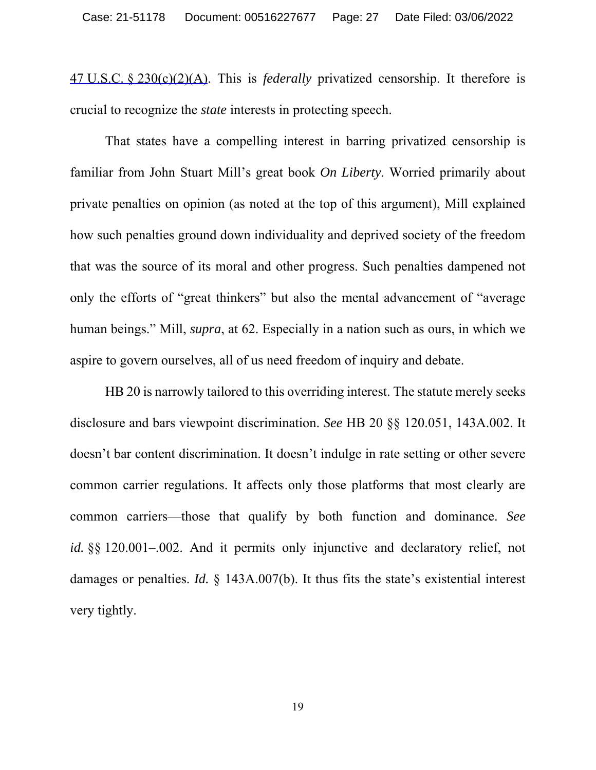47 U.S.C. § 230(c)(2)(A). This is *federally* privatized censorship. It therefore is crucial to recognize the *state* interests in protecting speech.

That states have a compelling interest in barring privatized censorship is familiar from John Stuart Mill's great book *On Liberty*. Worried primarily about private penalties on opinion (as noted at the top of this argument), Mill explained how such penalties ground down individuality and deprived society of the freedom that was the source of its moral and other progress. Such penalties dampened not only the efforts of "great thinkers" but also the mental advancement of "average human beings." Mill, *supra*, at 62. Especially in a nation such as ours, in which we aspire to govern ourselves, all of us need freedom of inquiry and debate.

HB 20 is narrowly tailored to this overriding interest. The statute merely seeks disclosure and bars viewpoint discrimination. *See* HB 20 §§ 120.051, 143A.002. It doesn't bar content discrimination. It doesn't indulge in rate setting or other severe common carrier regulations. It affects only those platforms that most clearly are common carriers—those that qualify by both function and dominance. *See id.* §§ 120.001–.002. And it permits only injunctive and declaratory relief, not damages or penalties. *Id.* § 143A.007(b). It thus fits the state's existential interest very tightly.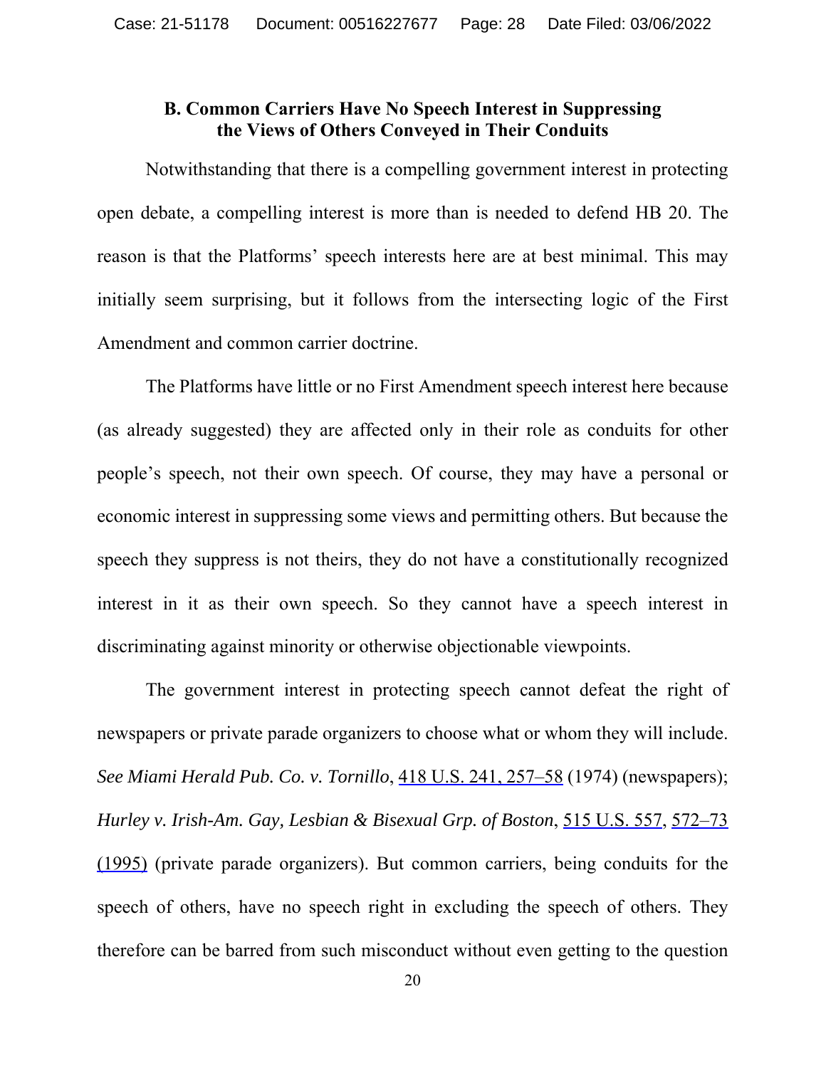### B. Common Carriers Have No Speech Interest in Suppressing the Views of Others Conveyed in Their Conduits

Notwithstanding that there is a compelling government interest in protecting open debate, a compelling interest is more than is needed to defend HB 20. The reason is that the Platforms' speech interests here are at best minimal. This may initially seem surprising, but it follows from the intersecting logic of the First Amendment and common carrier doctrine.

The Platforms have little or no First Amendment speech interest here because (as already suggested) they are affected only in their role as conduits for other people's speech, not their own speech. Of course, they may have a personal or economic interest in suppressing some views and permitting others. But because the speech they suppress is not theirs, they do not have a constitutionally recognized interest in it as their own speech. So they cannot have a speech interest in discriminating against minority or otherwise objectionable viewpoints.

The government interest in protecting speech cannot defeat the right of newspapers or private parade organizers to choose what or whom they will include. *See Miami Herald Pub. Co. v. Tornillo*, 418 U.S. 241, 257–58 (1974) (newspapers); *Hurley v. Irish-Am. Gay, Lesbian & Bisexual Grp. of Boston*, 515 U.S. 557, 572–73 (1995) (private parade organizers). But common carriers, being conduits for the speech of others, have no speech right in excluding the speech of others. They therefore can be barred from such misconduct without even getting to the question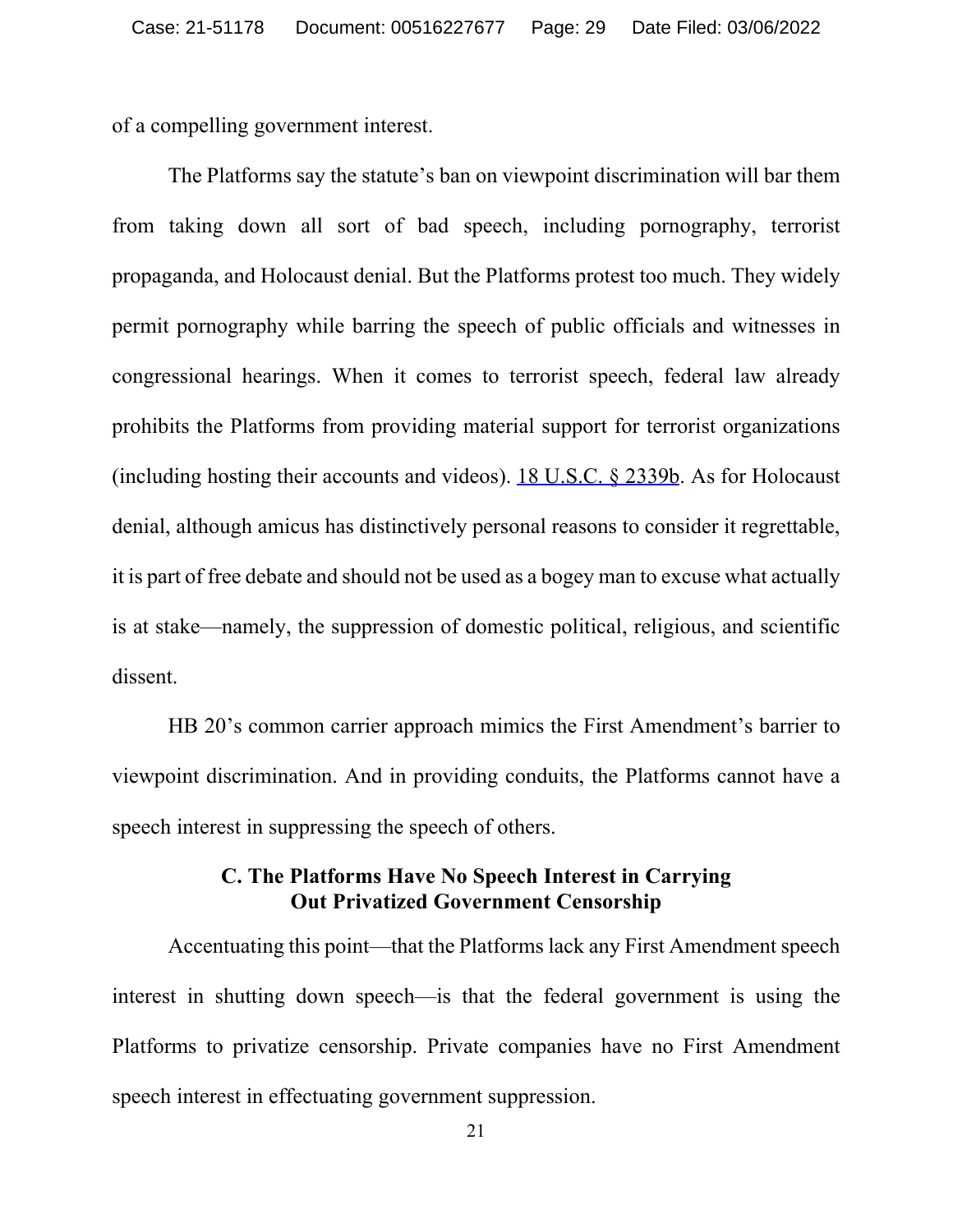of a compelling government interest.

The Platforms say the statute's ban on viewpoint discrimination will bar them from taking down all sort of bad speech, including pornography, terrorist propaganda, and Holocaust denial. But the Platforms protest too much. They widely permit pornography while barring the speech of public officials and witnesses in congressional hearings. When it comes to terrorist speech, federal law already prohibits the Platforms from providing material support for terrorist organizations (including hosting their accounts and videos). 18 U.S.C. § 2339b. As for Holocaust denial, although amicus has distinctively personal reasons to consider it regrettable, it is part of free debate and should not be used as a bogey man to excuse what actually is at stake—namely, the suppression of domestic political, religious, and scientific dissent.

HB 20's common carrier approach mimics the First Amendment's barrier to viewpoint discrimination. And in providing conduits, the Platforms cannot have a speech interest in suppressing the speech of others.

### C. The Platforms Have No Speech Interest in Carrying Out Privatized Government Censorship

Accentuating this point—that the Platforms lack any First Amendment speech interest in shutting down speech—is that the federal government is using the Platforms to privatize censorship. Private companies have no First Amendment speech interest in effectuating government suppression.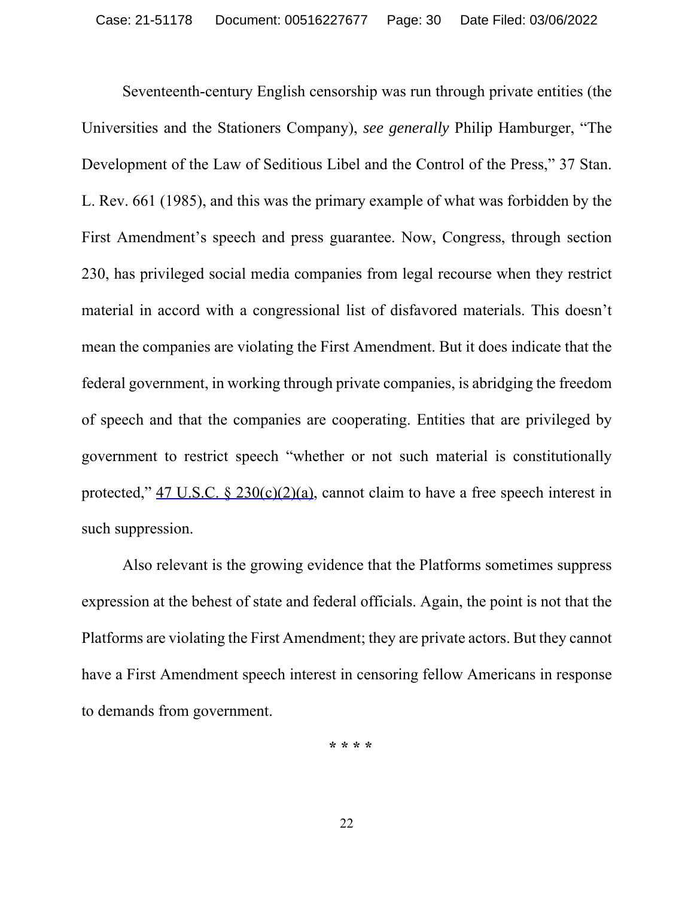Seventeenth-century English censorship was run through private entities (the Universities and the Stationers Company), *see generally* Philip Hamburger, "The Development of the Law of Seditious Libel and the Control of the Press," 37 Stan. L. Rev. 661 (1985), and this was the primary example of what was forbidden by the First Amendment's speech and press guarantee. Now, Congress, through section 230, has privileged social media companies from legal recourse when they restrict material in accord with a congressional list of disfavored materials. This doesn't mean the companies are violating the First Amendment. But it does indicate that the federal government, in working through private companies, is abridging the freedom of speech and that the companies are cooperating. Entities that are privileged by government to restrict speech "whether or not such material is constitutionally protected," 47 U.S.C. § 230(c)(2)(a), cannot claim to have a free speech interest in such suppression.

Also relevant is the growing evidence that the Platforms sometimes suppress expression at the behest of state and federal officials. Again, the point is not that the Platforms are violating the First Amendment; they are private actors. But they cannot have a First Amendment speech interest in censoring fellow Americans in response to demands from government.

\* \* \* \*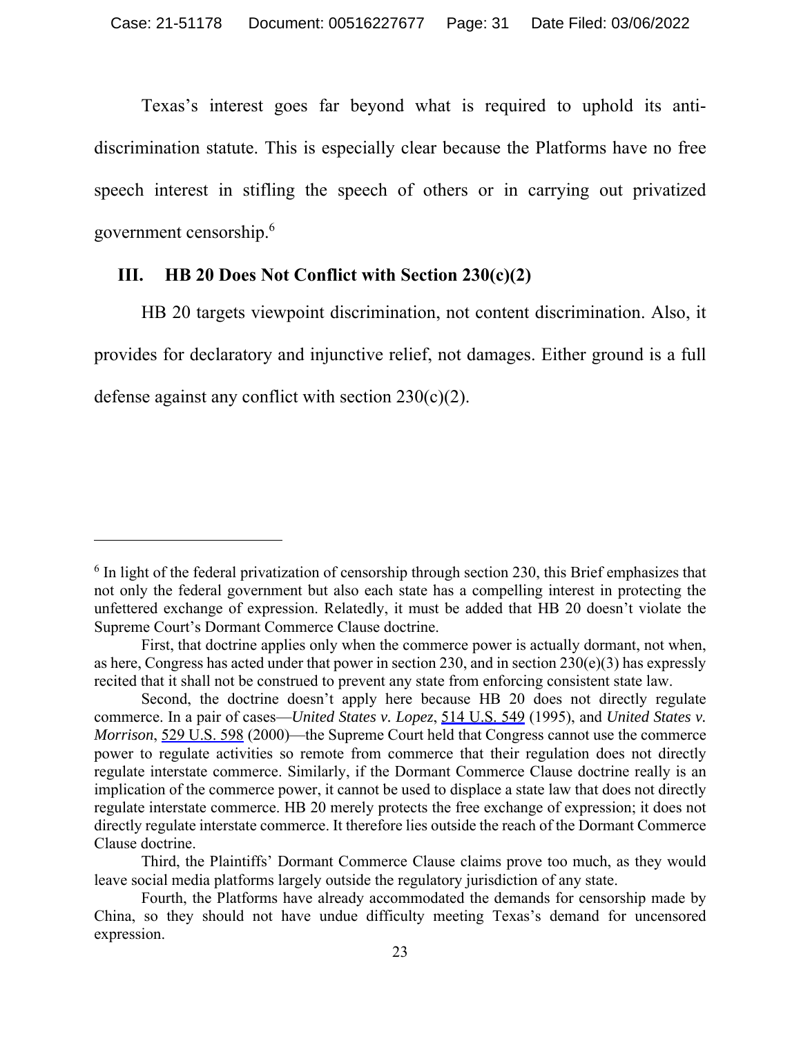Texas's interest goes far beyond what is required to uphold its anti-discrimination statute. This is especially clear because the Platforms have no free speech interest in stifling the speech of others or in carrying out privatized government censorship.[6]

## III. HB 20 Does Not Conflict with Section 230(c)(2)

HB 20 targets viewpoint discrimination, not content discrimination. Also, it provides for declaratory and injunctive relief, not damages. Either ground is a full defense against any conflict with section 230(c)(2).

---

[6] In light of the federal privatization of censorship through section 230, this Brief emphasizes that not only the federal government but also each state has a compelling interest in protecting the unfettered exchange of expression. Relatedly, it must be added that HB 20 doesn't violate the Supreme Court's Dormant Commerce Clause doctrine.

First, that doctrine applies only when the commerce power is actually dormant, not when, as here, Congress has acted under that power in section 230, and in section 230(e)(3) has expressly recited that it shall not be construed to prevent any state from enforcing consistent state law.

Second, the doctrine doesn't apply here because HB 20 does not directly regulate commerce. In a pair of cases—*United States v. Lopez*, 514 U.S. 549 (1995), and *United States v. Morrison*, 529 U.S. 598 (2000)—the Supreme Court held that Congress cannot use the commerce power to regulate activities so remote from commerce that their regulation does not directly regulate interstate commerce. Similarly, if the Dormant Commerce Clause doctrine really is an implication of the commerce power, it cannot be used to displace a state law that does not directly regulate interstate commerce. HB 20 merely protects the free exchange of expression; it does not directly regulate interstate commerce. It therefore lies outside the reach of the Dormant Commerce Clause doctrine.

Third, the Plaintiffs' Dormant Commerce Clause claims prove too much, as they would leave social media platforms largely outside the regulatory jurisdiction of any state.

Fourth, the Platforms have already accommodated the demands for censorship made by China, so they should not have undue difficulty meeting Texas's demand for uncensored expression.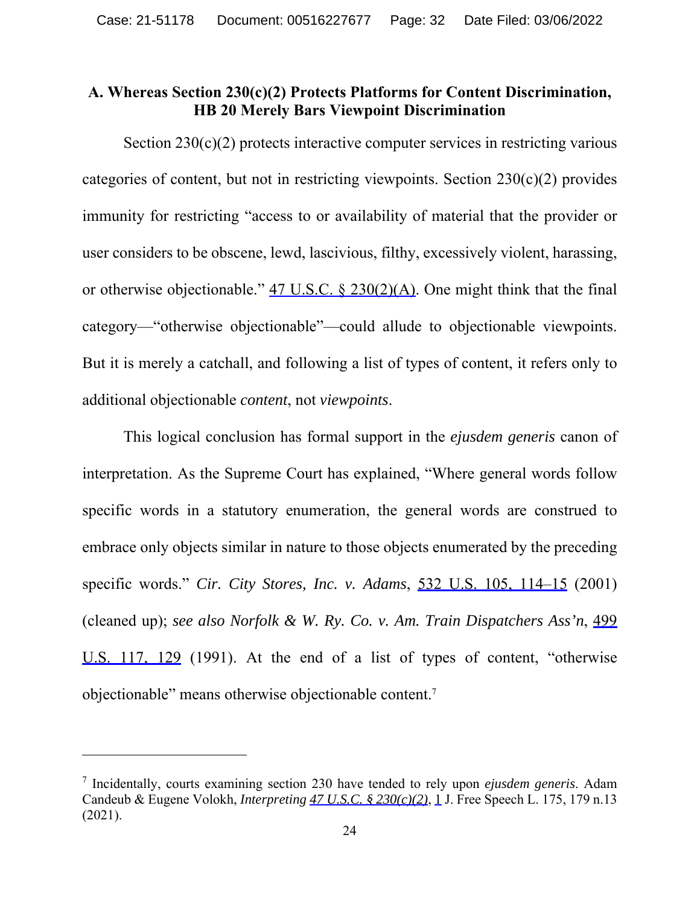### A. Whereas Section 230(c)(2) Protects Platforms for Content Discrimination, HB 20 Merely Bars Viewpoint Discrimination

Section 230(c)(2) protects interactive computer services in restricting various categories of content, but not in restricting viewpoints. Section 230(c)(2) provides immunity for restricting "access to or availability of material that the provider or user considers to be obscene, lewd, lascivious, filthy, excessively violent, harassing, or otherwise objectionable." 47 U.S.C. § 230(2)(A). One might think that the final category—"otherwise objectionable"—could allude to objectionable viewpoints. But it is merely a catchall, and following a list of types of content, it refers only to additional objectionable *content*, not *viewpoints*.

This logical conclusion has formal support in the *ejusdem generis* canon of interpretation. As the Supreme Court has explained, "Where general words follow specific words in a statutory enumeration, the general words are construed to embrace only objects similar in nature to those objects enumerated by the preceding specific words." *Cir. City Stores, Inc. v. Adams*, 532 U.S. 105, 114–15 (2001) (cleaned up); *see also Norfolk & W. Ry. Co. v. Am. Train Dispatchers Ass'n*, 499 U.S. 117, 129 (1991). At the end of a list of types of content, "otherwise objectionable" means otherwise objectionable content.[7]

[7] Incidentally, courts examining section 230 have tended to rely upon *ejusdem generis*. Adam Candeub & Eugene Volokh, *Interpreting 47 U.S.C. § 230(c)(2)*, 1 J. Free Speech L. 175, 179 n.13 (2021).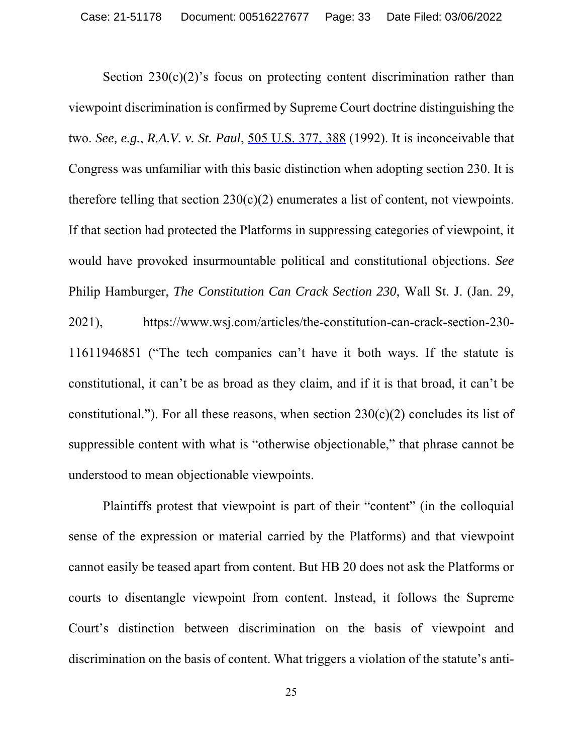Section 230(c)(2)'s focus on protecting content discrimination rather than viewpoint discrimination is confirmed by Supreme Court doctrine distinguishing the two. *See, e.g.*, *R.A.V. v. St. Paul*, 505 U.S. 377, 388 (1992). It is inconceivable that Congress was unfamiliar with this basic distinction when adopting section 230. It is therefore telling that section 230(c)(2) enumerates a list of content, not viewpoints. If that section had protected the Platforms in suppressing categories of viewpoint, it would have provoked insurmountable political and constitutional objections. *See* Philip Hamburger, *The Constitution Can Crack Section 230*, Wall St. J. (Jan. 29, 2021), https://www.wsj.com/articles/the-constitution-can-crack-section-230-11611946851 ("The tech companies can't have it both ways. If the statute is constitutional, it can't be as broad as they claim, and if it is that broad, it can't be constitutional."). For all these reasons, when section 230(c)(2) concludes its list of suppressible content with what is "otherwise objectionable," that phrase cannot be understood to mean objectionable viewpoints.

Plaintiffs protest that viewpoint is part of their "content" (in the colloquial sense of the expression or material carried by the Platforms) and that viewpoint cannot easily be teased apart from content. But HB 20 does not ask the Platforms or courts to disentangle viewpoint from content. Instead, it follows the Supreme Court's distinction between discrimination on the basis of viewpoint and discrimination on the basis of content. What triggers a violation of the statute's anti-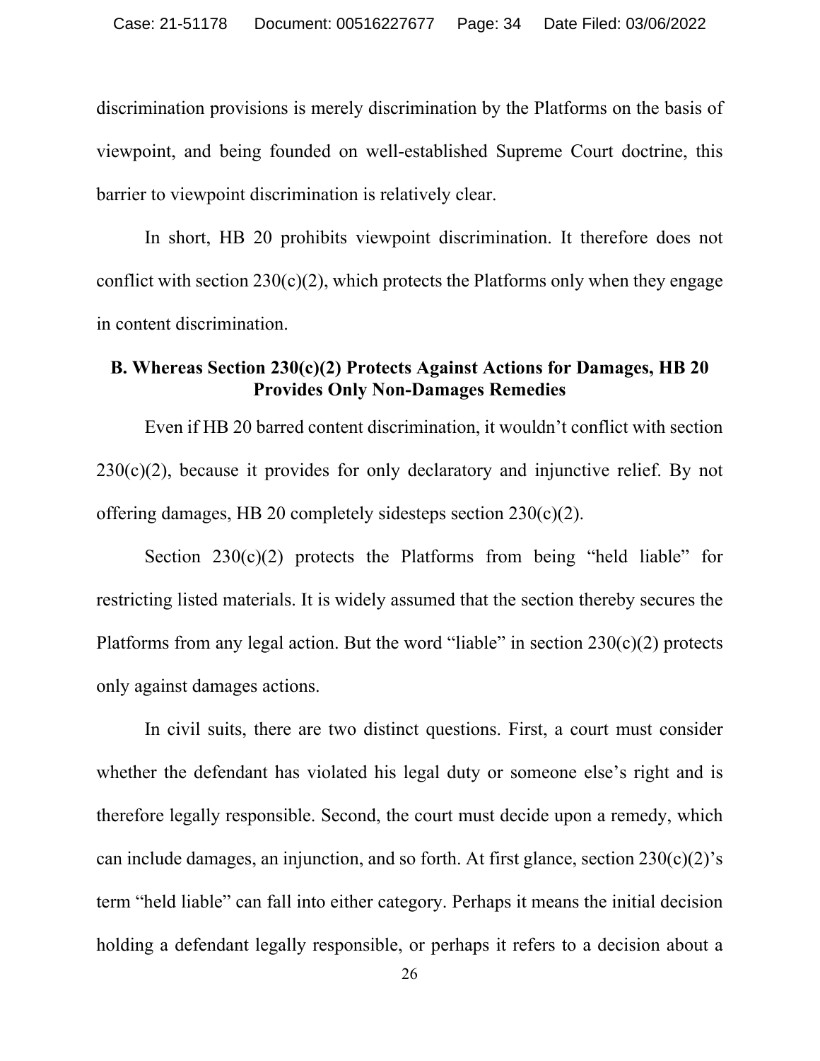discrimination provisions is merely discrimination by the Platforms on the basis of viewpoint, and being founded on well-established Supreme Court doctrine, this barrier to viewpoint discrimination is relatively clear.

In short, HB 20 prohibits viewpoint discrimination. It therefore does not conflict with section 230(c)(2), which protects the Platforms only when they engage in content discrimination.

### B. Whereas Section 230(c)(2) Protects Against Actions for Damages, HB 20 Provides Only Non-Damages Remedies

Even if HB 20 barred content discrimination, it wouldn't conflict with section 230(c)(2), because it provides for only declaratory and injunctive relief. By not offering damages, HB 20 completely sidesteps section 230(c)(2).

Section 230(c)(2) protects the Platforms from being "held liable" for restricting listed materials. It is widely assumed that the section thereby secures the Platforms from any legal action. But the word "liable" in section 230(c)(2) protects only against damages actions.

In civil suits, there are two distinct questions. First, a court must consider whether the defendant has violated his legal duty or someone else's right and is therefore legally responsible. Second, the court must decide upon a remedy, which can include damages, an injunction, and so forth. At first glance, section 230(c)(2)'s term "held liable" can fall into either category. Perhaps it means the initial decision holding a defendant legally responsible, or perhaps it refers to a decision about a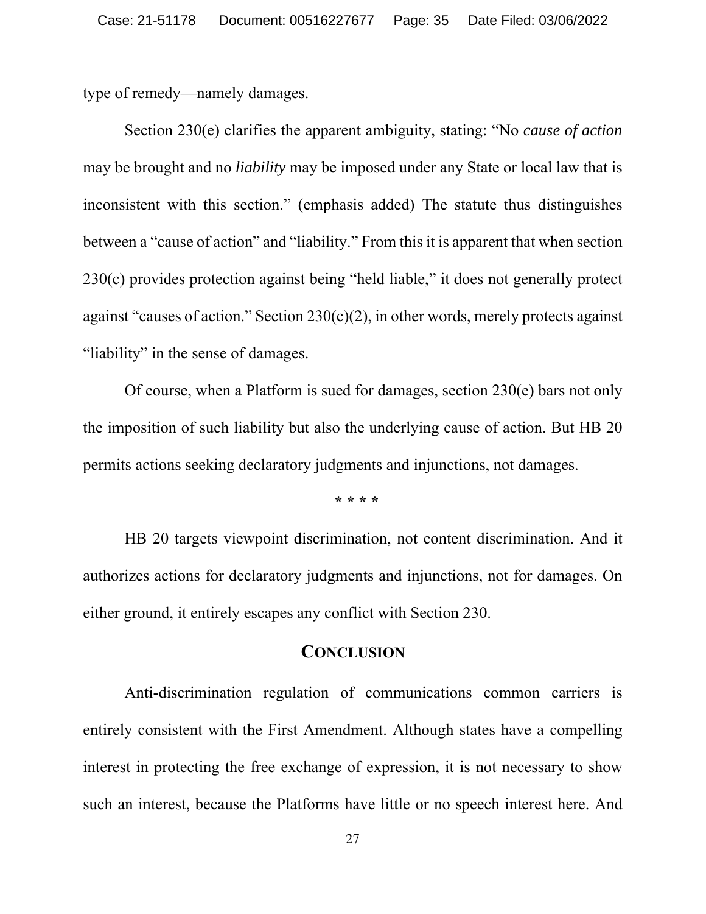type of remedy—namely damages.

Section 230(e) clarifies the apparent ambiguity, stating: "No *cause of action* may be brought and no *liability* may be imposed under any State or local law that is inconsistent with this section." (emphasis added) The statute thus distinguishes between a "cause of action" and "liability." From this it is apparent that when section 230(c) provides protection against being "held liable," it does not generally protect against "causes of action." Section 230(c)(2), in other words, merely protects against "liability" in the sense of damages.

Of course, when a Platform is sued for damages, section 230(e) bars not only the imposition of such liability but also the underlying cause of action. But HB 20 permits actions seeking declaratory judgments and injunctions, not damages.

\* \* \* \*

HB 20 targets viewpoint discrimination, not content discrimination. And it authorizes actions for declaratory judgments and injunctions, not for damages. On either ground, it entirely escapes any conflict with Section 230.

## CONCLUSION

Anti-discrimination regulation of communications common carriers is entirely consistent with the First Amendment. Although states have a compelling interest in protecting the free exchange of expression, it is not necessary to show such an interest, because the Platforms have little or no speech interest here. And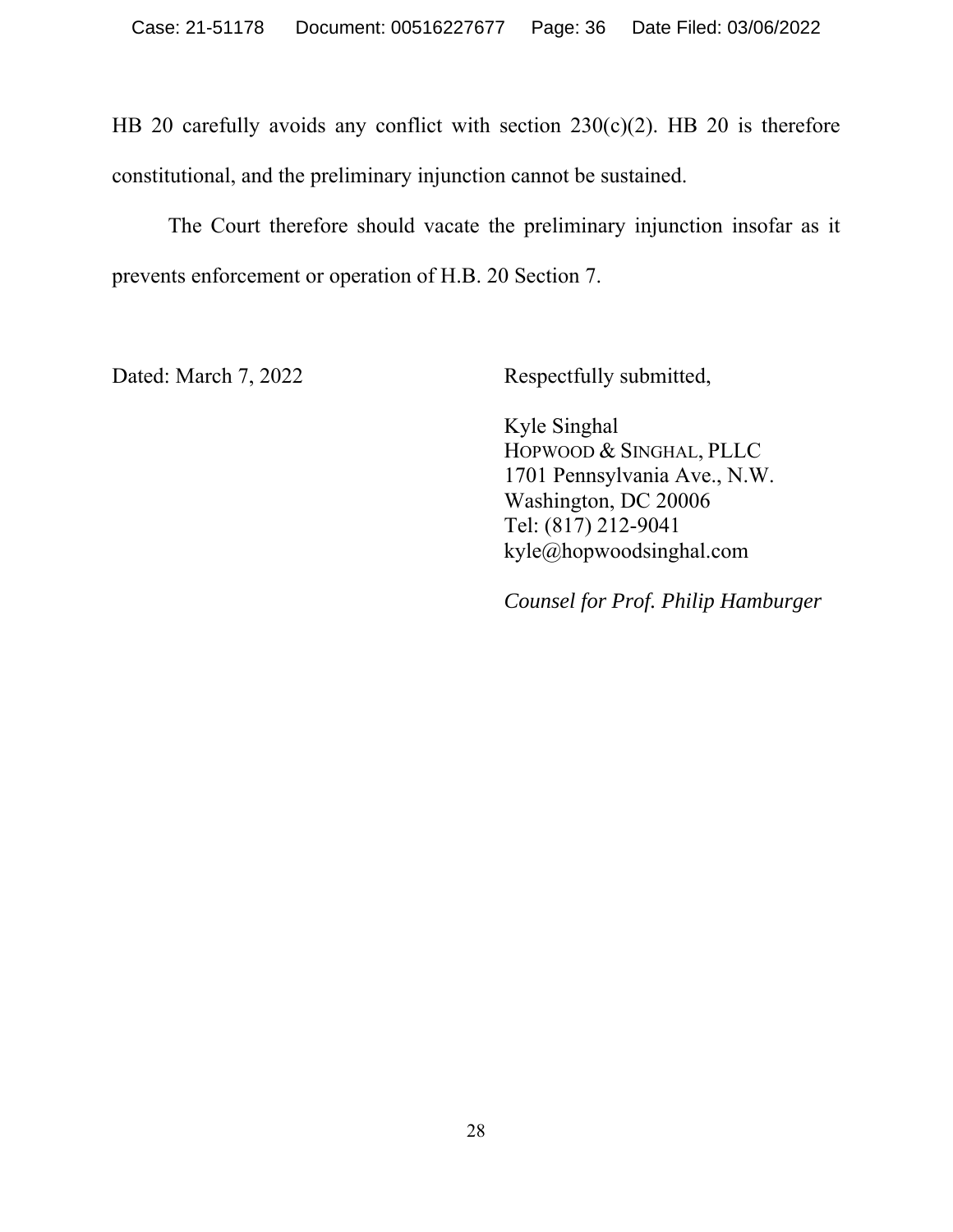HB 20 carefully avoids any conflict with section 230(c)(2). HB 20 is therefore constitutional, and the preliminary injunction cannot be sustained.

The Court therefore should vacate the preliminary injunction insofar as it prevents enforcement or operation of H.B. 20 Section 7.

Dated: March 7, 2022

Respectfully submitted,

Kyle Singhal
HOPWOOD & SINGHAL, PLLC
1701 Pennsylvania Ave., N.W.
Washington, DC 20006
Tel: (817) 212-9041
kyle@hopwoodsinghal.com

*Counsel for Prof. Philip Hamburger*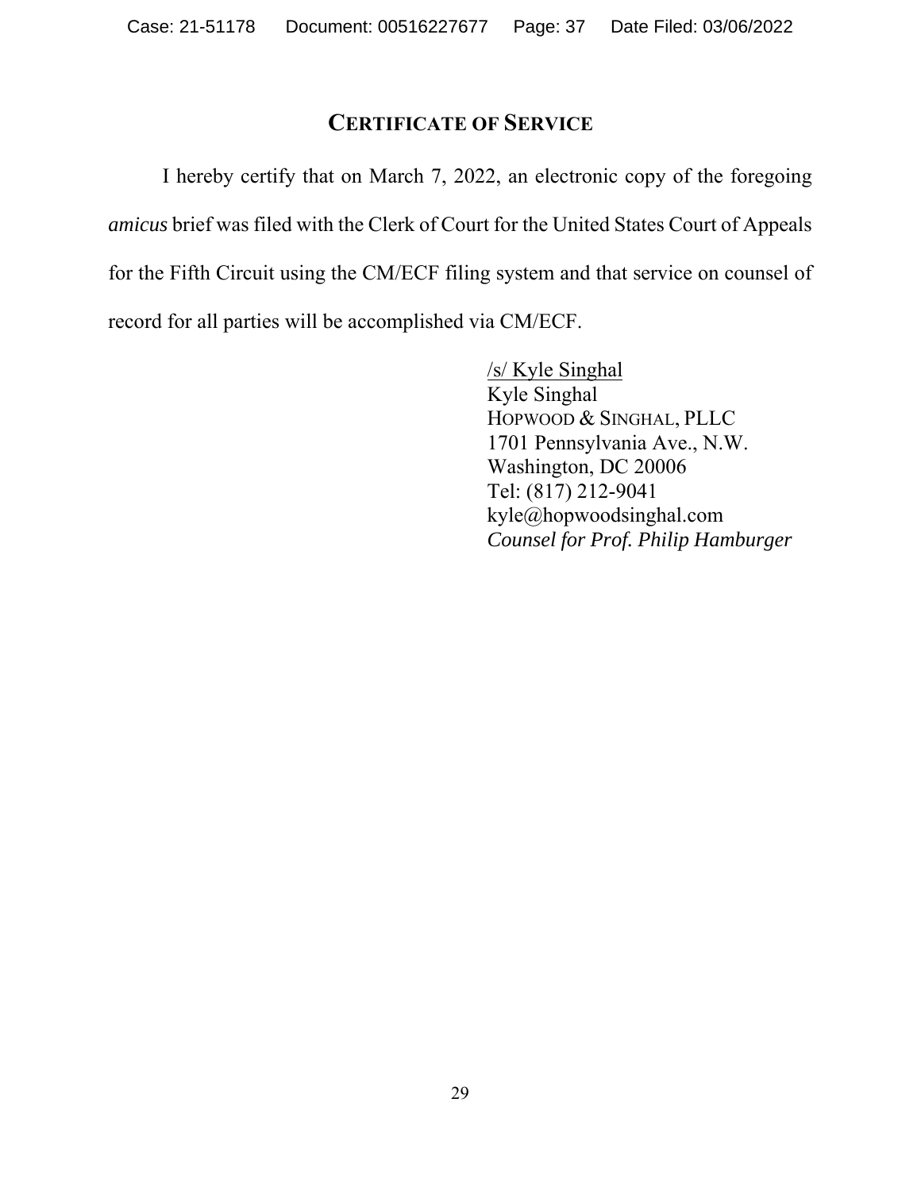## CERTIFICATE OF SERVICE

I hereby certify that on March 7, 2022, an electronic copy of the foregoing *amicus* brief was filed with the Clerk of Court for the United States Court of Appeals for the Fifth Circuit using the CM/ECF filing system and that service on counsel of record for all parties will be accomplished via CM/ECF.

/s/ Kyle Singhal
Kyle Singhal
HOPWOOD & SINGHAL, PLLC
1701 Pennsylvania Ave., N.W.
Washington, DC 20006
Tel: (817) 212-9041
kyle@hopwoodsinghal.com
*Counsel for Prof. Philip Hamburger*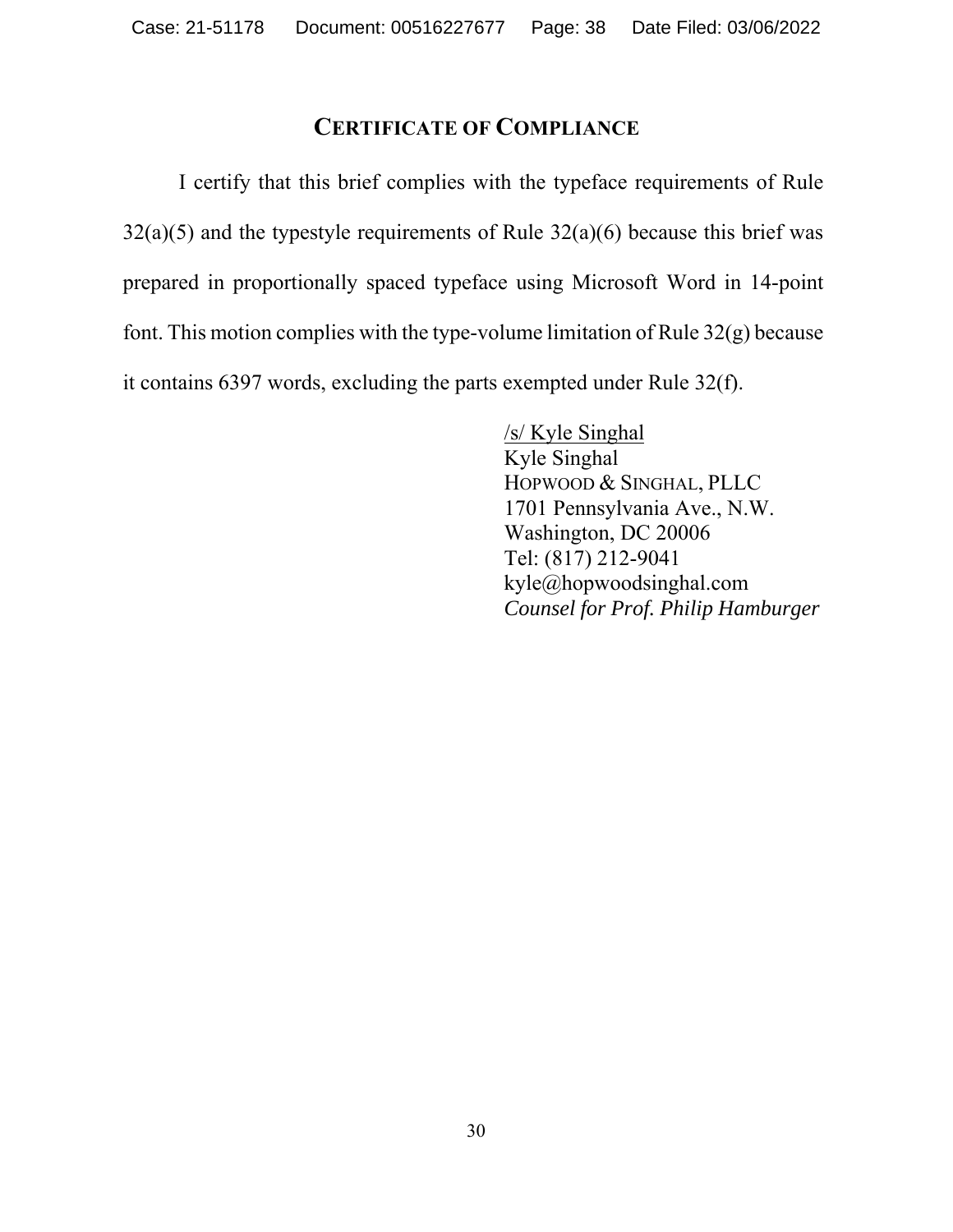## CERTIFICATE OF COMPLIANCE

I certify that this brief complies with the typeface requirements of Rule 32(a)(5) and the typestyle requirements of Rule 32(a)(6) because this brief was prepared in proportionally spaced typeface using Microsoft Word in 14-point font. This motion complies with the type-volume limitation of Rule 32(g) because it contains 6397 words, excluding the parts exempted under Rule 32(f).

/s/ Kyle Singhal
Kyle Singhal
HOPWOOD & SINGHAL, PLLC
1701 Pennsylvania Ave., N.W.
Washington, DC 20006
Tel: (817) 212-9041
kyle@hopwoodsinghal.com
*Counsel for Prof. Philip Hamburger*